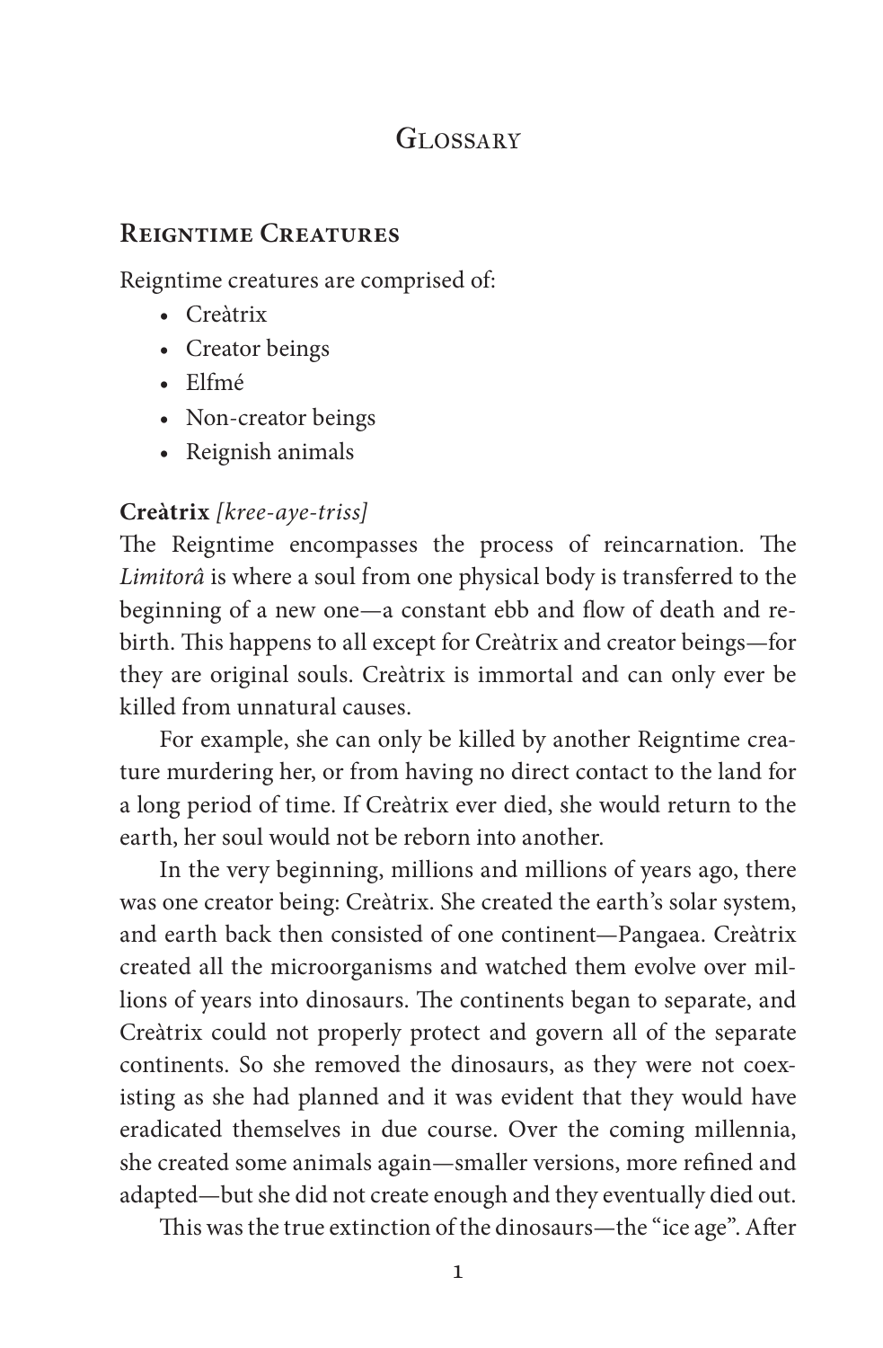# Glossary

## Reigntime Creatures

Reigntime creatures are comprised of:

- Creàtrix
- Creator beings
- Elfmé
- Non-creator beings
- Reignish animals

**Creàtrix** *[kree-aye-triss]*

The Reigntime encompasses the process of reincarnation. The *Limitorâ* is where a soul from one physical body is transferred to the beginning of a new one—a constant ebb and flow of death and rebirth. This happens to all except for Creàtrix and creator beings—for they are original souls. Creàtrix is immortal and can only ever be killed from unnatural causes.

For example, she can only be killed by another Reigntime creature murdering her, or from having no direct contact to the land for a long period of time. If Creàtrix ever died, she would return to the earth, her soul would not be reborn into another.

In the very beginning, millions and millions of years ago, there was one creator being: Creàtrix. She created the earth's solar system, and earth back then consisted of one continent—Pangaea. Creàtrix created all the microorganisms and watched them evolve over millions of years into dinosaurs. The continents began to separate, and Creàtrix could not properly protect and govern all of the separate continents. So she removed the dinosaurs, as they were not coexisting as she had planned and it was evident that they would have eradicated themselves in due course. Over the coming millennia, she created some animals again—smaller versions, more refined and adapted—but she did not create enough and they eventually died out.

This was the true extinction of the dinosaurs—the "ice age". After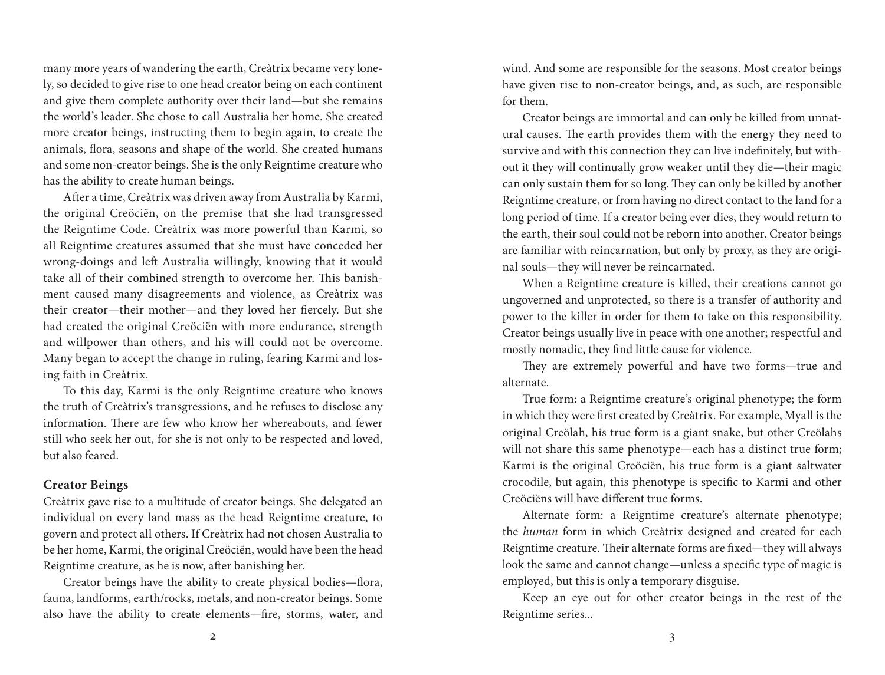many more years of wandering the earth, Creàtrix became very lonely, so decided to give rise to one head creator being on each continent and give them complete authority over their land—but she remains the world's leader. She chose to call Australia her home. She created more creator beings, instructing them to begin again, to create the animals, flora, seasons and shape of the world. She created humans and some non-creator beings. She is the only Reigntime creature who has the ability to create human beings.

After a time, Creàtrix was driven away from Australia by Karmi, the original Creöciën, on the premise that she had transgressed the Reigntime Code. Creàtrix was more powerful than Karmi, so all Reigntime creatures assumed that she must have conceded her wrong-doings and left Australia willingly, knowing that it would take all of their combined strength to overcome her. This banishment caused many disagreements and violence, as Creàtrix was their creator—their mother—and they loved her fiercely. But she had created the original Creöciën with more endurance, strength and willpower than others, and his will could not be overcome. Many began to accept the change in ruling, fearing Karmi and losing faith in Creàtrix.

To this day, Karmi is the only Reigntime creature who knows the truth of Creàtrix's transgressions, and he refuses to disclose any information. There are few who know her whereabouts, and fewer still who seek her out, for she is not only to be respected and loved, but also feared.

**Creator Beings**

Creàtrix gave rise to a multitude of creator beings. She delegated an individual on every land mass as the head Reigntime creature, to govern and protect all others. If Creàtrix had not chosen Australia to be her home, Karmi, the original Creöciën, would have been the head Reigntime creature, as he is now, after banishing her.

Creator beings have the ability to create physical bodies—flora, fauna, landforms, earth/rocks, metals, and non-creator beings. Some also have the ability to create elements—fire, storms, water, and wind. And some are responsible for the seasons. Most creator beings have given rise to non-creator beings, and, as such, are responsible for them.

Creator beings are immortal and can only be killed from unnatural causes. The earth provides them with the energy they need to survive and with this connection they can live indefinitely, but without it they will continually grow weaker until they die—their magic can only sustain them for so long. They can only be killed by another Reigntime creature, or from having no direct contact to the land for a long period of time. If a creator being ever dies, they would return to the earth, their soul could not be reborn into another. Creator beings are familiar with reincarnation, but only by proxy, as they are original souls—they will never be reincarnated.

When a Reigntime creature is killed, their creations cannot go ungoverned and unprotected, so there is a transfer of authority and power to the killer in order for them to take on this responsibility. Creator beings usually live in peace with one another; respectful and mostly nomadic, they find little cause for violence.

They are extremely powerful and have two forms—true and alternate.

True form: a Reigntime creature's original phenotype; the form in which they were first created by Creàtrix. For example, Myall is the original Creölah, his true form is a giant snake, but other Creölahs will not share this same phenotype—each has a distinct true form; Karmi is the original Creöciën, his true form is a giant saltwater crocodile, but again, this phenotype is specific to Karmi and other Creöciëns will have different true forms.

Alternate form: a Reigntime creature's alternate phenotype; the *human* form in which Creàtrix designed and created for each Reigntime creature. Their alternate forms are fixed—they will always look the same and cannot change—unless a specific type of magic is employed, but this is only a temporary disguise.

Keep an eye out for other creator beings in the rest of the Reigntime series...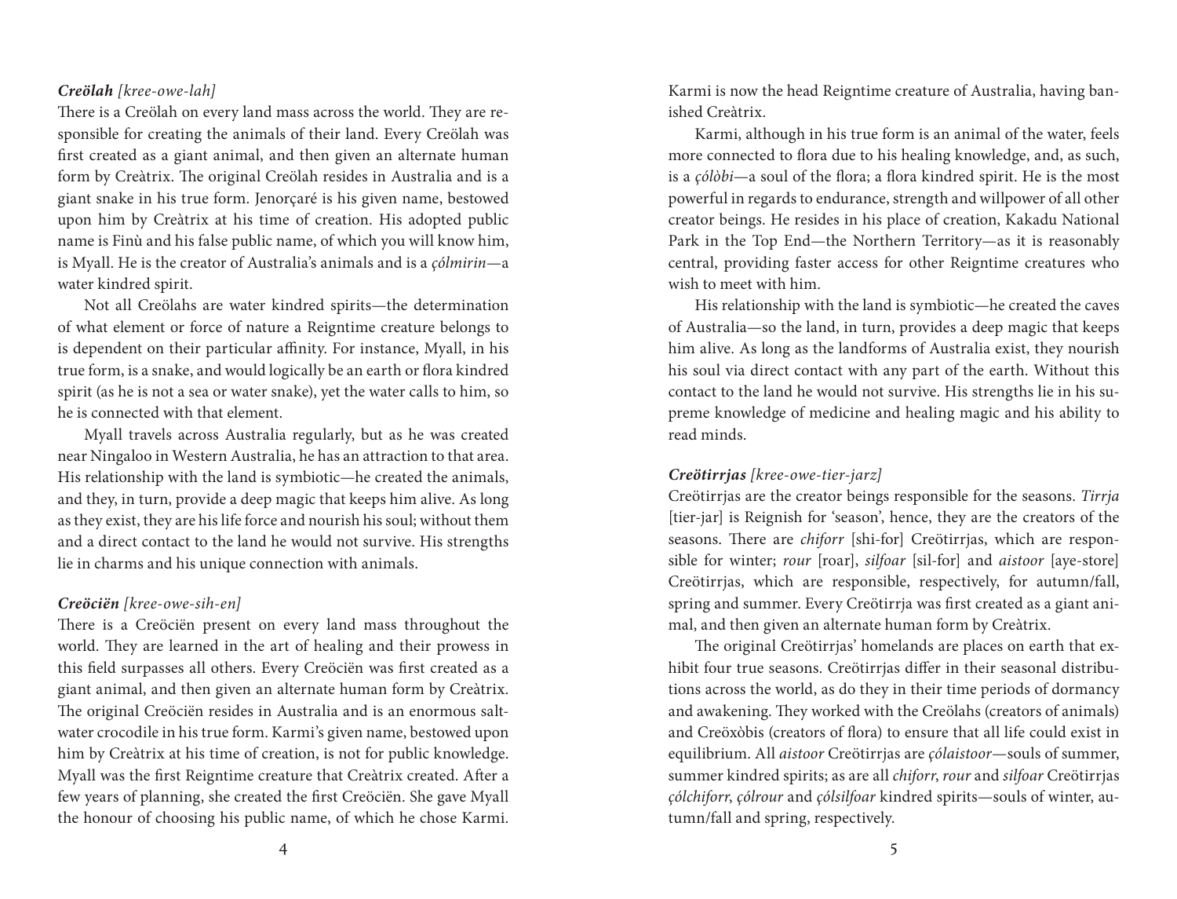***Creölah*** *[kree-owe-lah]*

There is a Creölah on every land mass across the world. They are responsible for creating the animals of their land. Every Creölah was first created as a giant animal, and then given an alternate human form by Creàtrix. The original Creölah resides in Australia and is a giant snake in his true form. Jenorçaré is his given name, bestowed upon him by Creàtrix at his time of creation. His adopted public name is Finù and his false public name, of which you will know him, is Myall. He is the creator of Australia's animals and is a *çólmirin*—a water kindred spirit.

Not all Creölahs are water kindred spirits—the determination of what element or force of nature a Reigntime creature belongs to is dependent on their particular affinity. For instance, Myall, in his true form, is a snake, and would logically be an earth or flora kindred spirit (as he is not a sea or water snake), yet the water calls to him, so he is connected with that element.

Myall travels across Australia regularly, but as he was created near Ningaloo in Western Australia, he has an attraction to that area. His relationship with the land is symbiotic—he created the animals, and they, in turn, provide a deep magic that keeps him alive. As long as they exist, they are his life force and nourish his soul; without them and a direct contact to the land he would not survive. His strengths lie in charms and his unique connection with animals.

***Creöciën*** *[kree-owe-sih-en]*

There is a Creöciën present on every land mass throughout the world. They are learned in the art of healing and their prowess in this field surpasses all others. Every Creöciën was first created as a giant animal, and then given an alternate human form by Creàtrix. The original Creöciën resides in Australia and is an enormous saltwater crocodile in his true form. Karmi's given name, bestowed upon him by Creàtrix at his time of creation, is not for public knowledge. Myall was the first Reigntime creature that Creàtrix created. After a few years of planning, she created the first Creöciën. She gave Myall the honour of choosing his public name, of which he chose Karmi. Karmi is now the head Reigntime creature of Australia, having banished Creàtrix.

Karmi, although in his true form is an animal of the water, feels more connected to flora due to his healing knowledge, and, as such, is a *çólòbi*—a soul of the flora; a flora kindred spirit. He is the most powerful in regards to endurance, strength and willpower of all other creator beings. He resides in his place of creation, Kakadu National Park in the Top End—the Northern Territory—as it is reasonably central, providing faster access for other Reigntime creatures who wish to meet with him.

His relationship with the land is symbiotic—he created the caves of Australia—so the land, in turn, provides a deep magic that keeps him alive. As long as the landforms of Australia exist, they nourish his soul via direct contact with any part of the earth. Without this contact to the land he would not survive. His strengths lie in his supreme knowledge of medicine and healing magic and his ability to read minds.

***Creötirrjas*** *[kree-owe-tier-jarz]*

Creötirrjas are the creator beings responsible for the seasons. *Tirrja* [tier-jar] is Reignish for 'season', hence, they are the creators of the seasons. There are *chiforr* [shi-for] Creötirrjas, which are responsible for winter; *rour* [roar], *silfoar* [sil-for] and *aistoor* [aye-store] Creötirrjas, which are responsible, respectively, for autumn/fall, spring and summer. Every Creötirrja was first created as a giant animal, and then given an alternate human form by Creàtrix.

The original Creötirrjas' homelands are places on earth that exhibit four true seasons. Creötirrjas differ in their seasonal distributions across the world, as do they in their time periods of dormancy and awakening. They worked with the Creölahs (creators of animals) and Creöxòbis (creators of flora) to ensure that all life could exist in equilibrium. All *aistoor* Creötirrjas are *çólaistoor*—souls of summer, summer kindred spirits; as are all *chiforr*, *rour* and *silfoar* Creötirrjas *çólchiforr*, *çólrour* and *çólsilfoar* kindred spirits—souls of winter, autumn/fall and spring, respectively.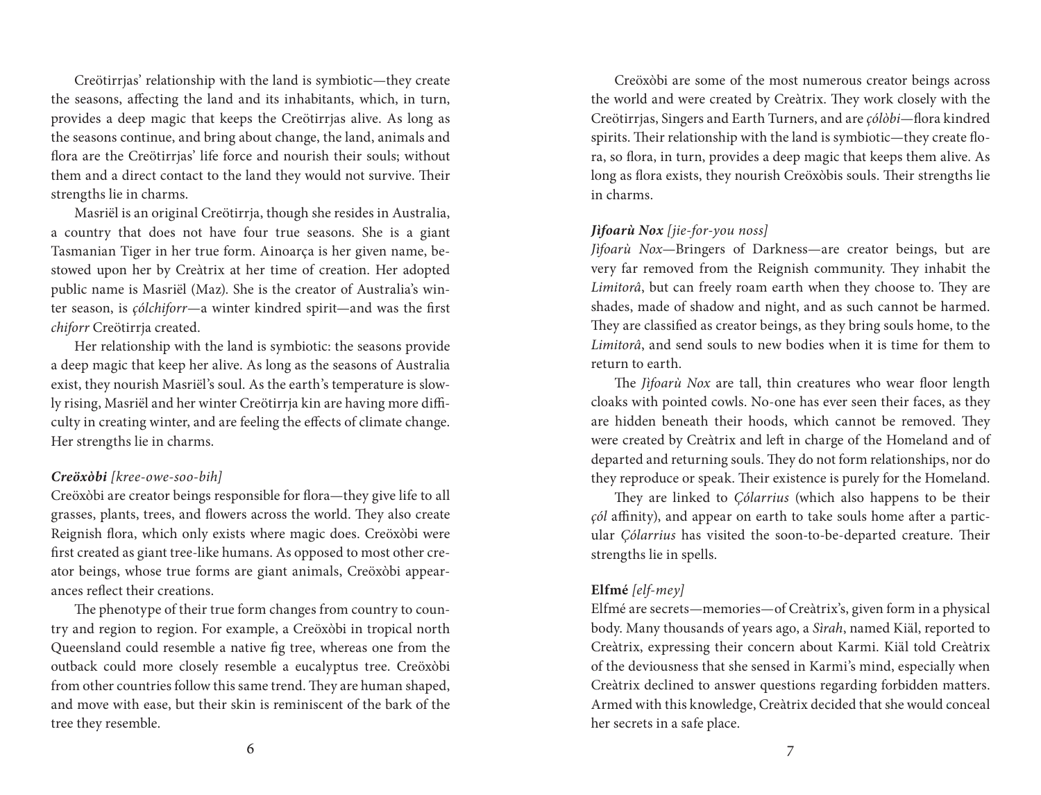Creötirrjas' relationship with the land is symbiotic—they create the seasons, affecting the land and its inhabitants, which, in turn, provides a deep magic that keeps the Creötirrjas alive. As long as the seasons continue, and bring about change, the land, animals and flora are the Creötirrjas' life force and nourish their souls; without them and a direct contact to the land they would not survive. Their strengths lie in charms.

Masriël is an original Creötirrja, though she resides in Australia, a country that does not have four true seasons. She is a giant Tasmanian Tiger in her true form. Ainoarça is her given name, bestowed upon her by Creàtrix at her time of creation. Her adopted public name is Masriël (Maz). She is the creator of Australia's winter season, is *çólchiforr*—a winter kindred spirit—and was the first *chiforr* Creötirrja created.

Her relationship with the land is symbiotic: the seasons provide a deep magic that keep her alive. As long as the seasons of Australia exist, they nourish Masriël's soul. As the earth's temperature is slowly rising, Masriël and her winter Creötirrja kin are having more difficulty in creating winter, and are feeling the effects of climate change. Her strengths lie in charms.

***Creöxòbi*** *[kree-owe-soo-bih]*
Creöxòbi are creator beings responsible for flora—they give life to all grasses, plants, trees, and flowers across the world. They also create Reignish flora, which only exists where magic does. Creöxòbi were first created as giant tree-like humans. As opposed to most other creator beings, whose true forms are giant animals, Creöxòbi appearances reflect their creations.

The phenotype of their true form changes from country to country and region to region. For example, a Creöxòbi in tropical north Queensland could resemble a native fig tree, whereas one from the outback could more closely resemble a eucalyptus tree. Creöxòbi from other countries follow this same trend. They are human shaped, and move with ease, but their skin is reminiscent of the bark of the tree they resemble.

Creöxòbi are some of the most numerous creator beings across the world and were created by Creàtrix. They work closely with the Creötirrjas, Singers and Earth Turners, and are *çólòbi*—flora kindred spirits. Their relationship with the land is symbiotic—they create flora, so flora, in turn, provides a deep magic that keeps them alive. As long as flora exists, they nourish Creöxòbis souls. Their strengths lie in charms.

***Jìfoarù Nox*** *[jie-for-you noss]*
*Jìfoarù Nox*—Bringers of Darkness—are creator beings, but are very far removed from the Reignish community. They inhabit the *Limitorâ*, but can freely roam earth when they choose to. They are shades, made of shadow and night, and as such cannot be harmed. They are classified as creator beings, as they bring souls home, to the *Limitorâ*, and send souls to new bodies when it is time for them to return to earth.

The *Jìfoarù Nox* are tall, thin creatures who wear floor length cloaks with pointed cowls. No-one has ever seen their faces, as they are hidden beneath their hoods, which cannot be removed. They were created by Creàtrix and left in charge of the Homeland and of departed and returning souls. They do not form relationships, nor do they reproduce or speak. Their existence is purely for the Homeland.

They are linked to *Çólarrius* (which also happens to be their *çól* affinity), and appear on earth to take souls home after a particular *Çólarrius* has visited the soon-to-be-departed creature. Their strengths lie in spells.

**Elfmé** *[elf-mey]*
Elfmé are secrets—memories—of Creàtrix's, given form in a physical body. Many thousands of years ago, a *Sìrah*, named Kiäl, reported to Creàtrix, expressing their concern about Karmi. Kiäl told Creàtrix of the deviousness that she sensed in Karmi's mind, especially when Creàtrix declined to answer questions regarding forbidden matters. Armed with this knowledge, Creàtrix decided that she would conceal her secrets in a safe place.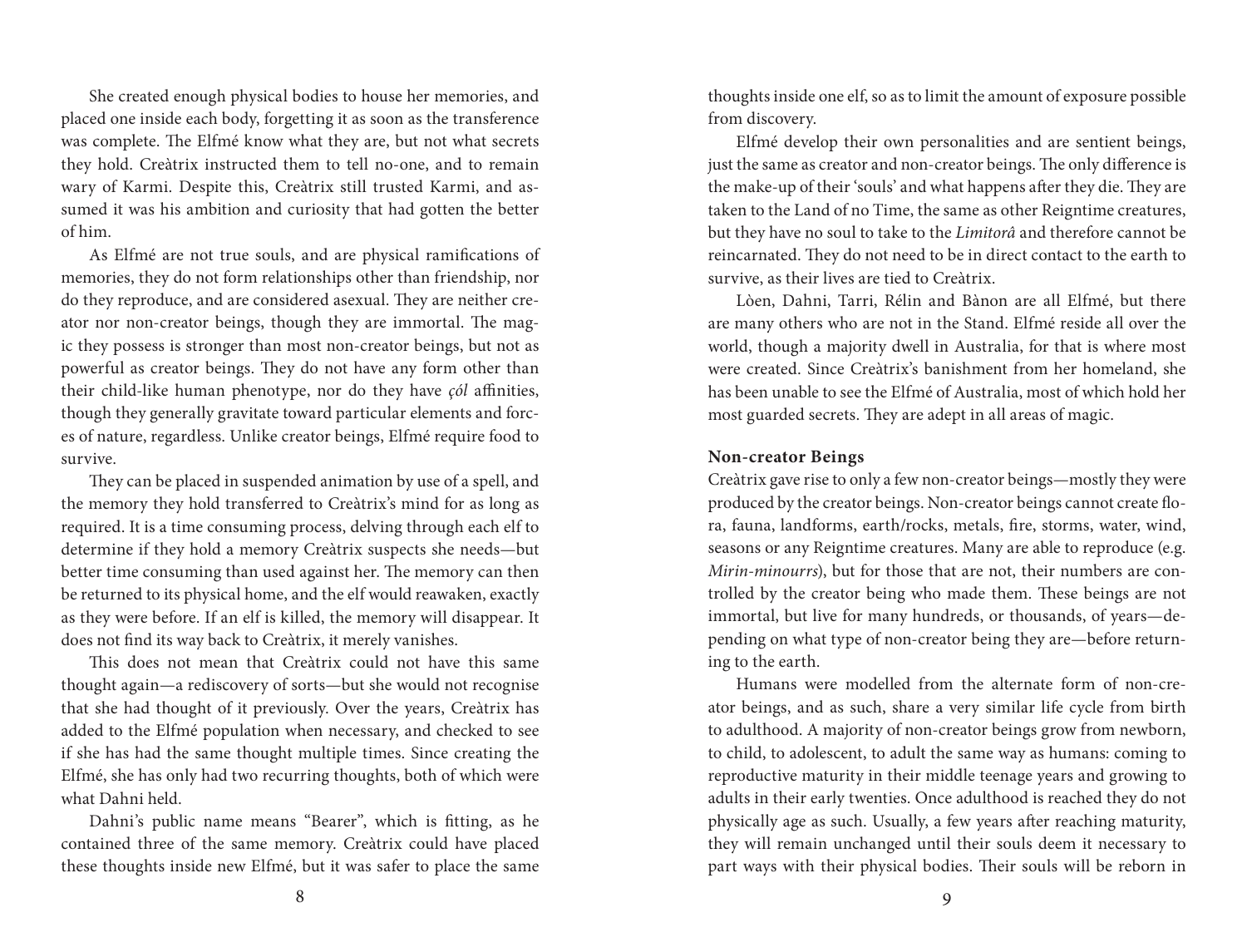She created enough physical bodies to house her memories, and placed one inside each body, forgetting it as soon as the transference was complete. The Elfmé know what they are, but not what secrets they hold. Creàtrix instructed them to tell no-one, and to remain wary of Karmi. Despite this, Creàtrix still trusted Karmi, and assumed it was his ambition and curiosity that had gotten the better of him.

As Elfmé are not true souls, and are physical ramifications of memories, they do not form relationships other than friendship, nor do they reproduce, and are considered asexual. They are neither creator nor non-creator beings, though they are immortal. The magic they possess is stronger than most non-creator beings, but not as powerful as creator beings. They do not have any form other than their child-like human phenotype, nor do they have *çól* affinities, though they generally gravitate toward particular elements and forces of nature, regardless. Unlike creator beings, Elfmé require food to survive.

They can be placed in suspended animation by use of a spell, and the memory they hold transferred to Creàtrix's mind for as long as required. It is a time consuming process, delving through each elf to determine if they hold a memory Creàtrix suspects she needs—but better time consuming than used against her. The memory can then be returned to its physical home, and the elf would reawaken, exactly as they were before. If an elf is killed, the memory will disappear. It does not find its way back to Creàtrix, it merely vanishes.

This does not mean that Creàtrix could not have this same thought again—a rediscovery of sorts—but she would not recognise that she had thought of it previously. Over the years, Creàtrix has added to the Elfmé population when necessary, and checked to see if she has had the same thought multiple times. Since creating the Elfmé, she has only had two recurring thoughts, both of which were what Dahni held.

Dahni's public name means "Bearer", which is fitting, as he contained three of the same memory. Creàtrix could have placed these thoughts inside new Elfmé, but it was safer to place the same thoughts inside one elf, so as to limit the amount of exposure possible from discovery.

Elfmé develop their own personalities and are sentient beings, just the same as creator and non-creator beings. The only difference is the make-up of their 'souls' and what happens after they die. They are taken to the Land of no Time, the same as other Reigntime creatures, but they have no soul to take to the *Limitorâ* and therefore cannot be reincarnated. They do not need to be in direct contact to the earth to survive, as their lives are tied to Creàtrix.

Lòen, Dahni, Tarri, Rélin and Bànon are all Elfmé, but there are many others who are not in the Stand. Elfmé reside all over the world, though a majority dwell in Australia, for that is where most were created. Since Creàtrix's banishment from her homeland, she has been unable to see the Elfmé of Australia, most of which hold her most guarded secrets. They are adept in all areas of magic.

**Non-creator Beings**

Creàtrix gave rise to only a few non-creator beings—mostly they were produced by the creator beings. Non-creator beings cannot create flora, fauna, landforms, earth/rocks, metals, fire, storms, water, wind, seasons or any Reigntime creatures. Many are able to reproduce (e.g. *Mirin-minourrs*), but for those that are not, their numbers are controlled by the creator being who made them. These beings are not immortal, but live for many hundreds, or thousands, of years—depending on what type of non-creator being they are—before returning to the earth.

Humans were modelled from the alternate form of non-creator beings, and as such, share a very similar life cycle from birth to adulthood. A majority of non-creator beings grow from newborn, to child, to adolescent, to adult the same way as humans: coming to reproductive maturity in their middle teenage years and growing to adults in their early twenties. Once adulthood is reached they do not physically age as such. Usually, a few years after reaching maturity, they will remain unchanged until their souls deem it necessary to part ways with their physical bodies. Their souls will be reborn in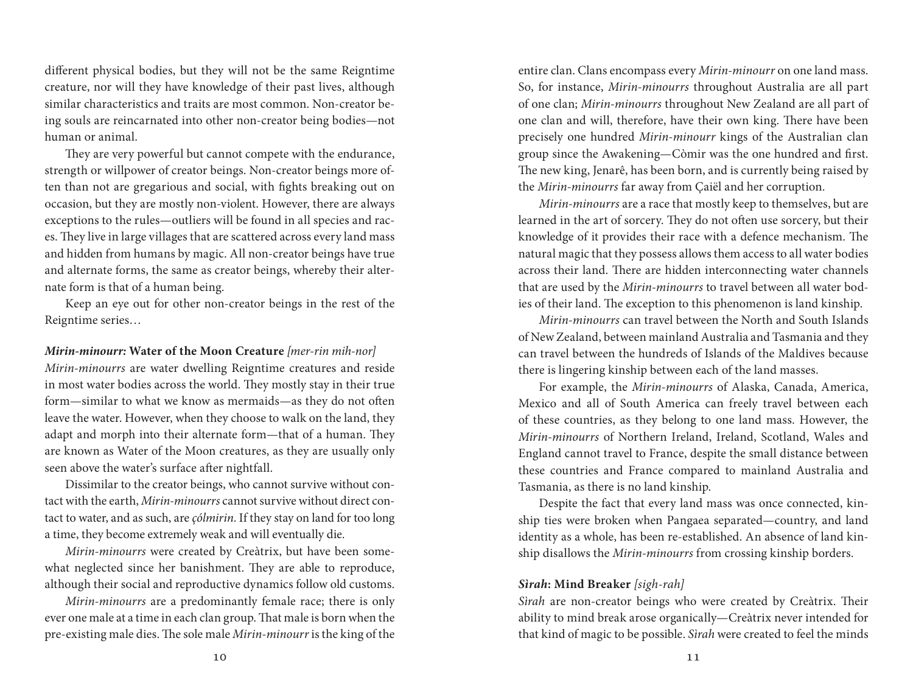different physical bodies, but they will not be the same Reigntime creature, nor will they have knowledge of their past lives, although similar characteristics and traits are most common. Non-creator being souls are reincarnated into other non-creator being bodies—not human or animal.

They are very powerful but cannot compete with the endurance, strength or willpower of creator beings. Non-creator beings more often than not are gregarious and social, with fights breaking out on occasion, but they are mostly non-violent. However, there are always exceptions to the rules—outliers will be found in all species and races. They live in large villages that are scattered across every land mass and hidden from humans by magic. All non-creator beings have true and alternate forms, the same as creator beings, whereby their alternate form is that of a human being.

Keep an eye out for other non-creator beings in the rest of the Reigntime series…

***Mirin-minourr*: Water of the Moon Creature** *[mer-rin mih-nor]*

*Mirin-minourrs* are water dwelling Reigntime creatures and reside in most water bodies across the world. They mostly stay in their true form—similar to what we know as mermaids—as they do not often leave the water. However, when they choose to walk on the land, they adapt and morph into their alternate form—that of a human. They are known as Water of the Moon creatures, as they are usually only seen above the water's surface after nightfall.

Dissimilar to the creator beings, who cannot survive without contact with the earth, *Mirin-minourrs* cannot survive without direct contact to water, and as such, are *çólmirin*. If they stay on land for too long a time, they become extremely weak and will eventually die.

*Mirin-minourrs* were created by Creàtrix, but have been somewhat neglected since her banishment. They are able to reproduce, although their social and reproductive dynamics follow old customs.

*Mirin-minourrs* are a predominantly female race; there is only ever one male at a time in each clan group. That male is born when the pre-existing male dies. The sole male *Mirin-minourr* is the king of the entire clan. Clans encompass every *Mirin-minourr* on one land mass. So, for instance, *Mirin-minourrs* throughout Australia are all part of one clan; *Mirin-minourrs* throughout New Zealand are all part of one clan and will, therefore, have their own king. There have been precisely one hundred *Mirin-minourr* kings of the Australian clan group since the Awakening—Còmir was the one hundred and first. The new king, Jenarê, has been born, and is currently being raised by the *Mirin-minourrs* far away from Çaiël and her corruption.

*Mirin-minourrs* are a race that mostly keep to themselves, but are learned in the art of sorcery. They do not often use sorcery, but their knowledge of it provides their race with a defence mechanism. The natural magic that they possess allows them access to all water bodies across their land. There are hidden interconnecting water channels that are used by the *Mirin-minourrs* to travel between all water bodies of their land. The exception to this phenomenon is land kinship.

*Mirin-minourrs* can travel between the North and South Islands of New Zealand, between mainland Australia and Tasmania and they can travel between the hundreds of Islands of the Maldives because there is lingering kinship between each of the land masses.

For example, the *Mirin-minourrs* of Alaska, Canada, America, Mexico and all of South America can freely travel between each of these countries, as they belong to one land mass. However, the *Mirin-minourrs* of Northern Ireland, Ireland, Scotland, Wales and England cannot travel to France, despite the small distance between these countries and France compared to mainland Australia and Tasmania, as there is no land kinship.

Despite the fact that every land mass was once connected, kinship ties were broken when Pangaea separated—country, and land identity as a whole, has been re-established. An absence of land kinship disallows the *Mirin-minourrs* from crossing kinship borders.

***Sìrah*: Mind Breaker** *[sigh-rah]*

*Sìrah* are non-creator beings who were created by Creàtrix. Their ability to mind break arose organically—Creàtrix never intended for that kind of magic to be possible. *Sìrah* were created to feel the minds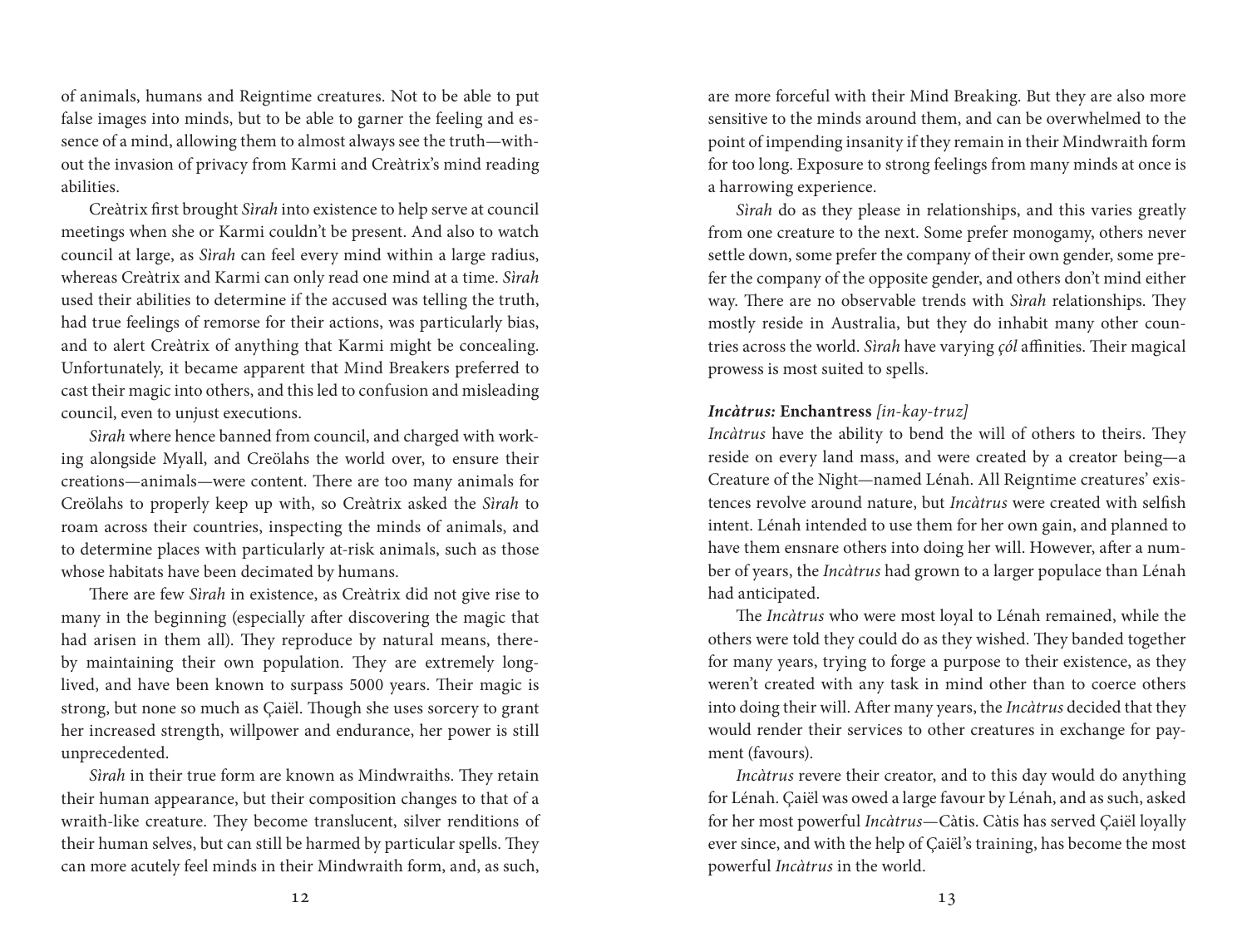of animals, humans and Reigntime creatures. Not to be able to put false images into minds, but to be able to garner the feeling and essence of a mind, allowing them to almost always see the truth—without the invasion of privacy from Karmi and Creàtrix's mind reading abilities.

Creàtrix first brought *Sìrah* into existence to help serve at council meetings when she or Karmi couldn't be present. And also to watch council at large, as *Sìrah* can feel every mind within a large radius, whereas Creàtrix and Karmi can only read one mind at a time. *Sìrah* used their abilities to determine if the accused was telling the truth, had true feelings of remorse for their actions, was particularly bias, and to alert Creàtrix of anything that Karmi might be concealing. Unfortunately, it became apparent that Mind Breakers preferred to cast their magic into others, and this led to confusion and misleading council, even to unjust executions.

*Sìrah* where hence banned from council, and charged with working alongside Myall, and Creölahs the world over, to ensure their creations—animals—were content. There are too many animals for Creölahs to properly keep up with, so Creàtrix asked the *Sìrah* to roam across their countries, inspecting the minds of animals, and to determine places with particularly at-risk animals, such as those whose habitats have been decimated by humans.

There are few *Sìrah* in existence, as Creàtrix did not give rise to many in the beginning (especially after discovering the magic that had arisen in them all). They reproduce by natural means, thereby maintaining their own population. They are extremely long-lived, and have been known to surpass 5000 years. Their magic is strong, but none so much as Çaiël. Though she uses sorcery to grant her increased strength, willpower and endurance, her power is still unprecedented.

*Sìrah* in their true form are known as Mindwraiths. They retain their human appearance, but their composition changes to that of a wraith-like creature. They become translucent, silver renditions of their human selves, but can still be harmed by particular spells. They can more acutely feel minds in their Mindwraith form, and, as such, are more forceful with their Mind Breaking. But they are also more sensitive to the minds around them, and can be overwhelmed to the point of impending insanity if they remain in their Mindwraith form for too long. Exposure to strong feelings from many minds at once is a harrowing experience.

*Sìrah* do as they please in relationships, and this varies greatly from one creature to the next. Some prefer monogamy, others never settle down, some prefer the company of their own gender, some prefer the company of the opposite gender, and others don't mind either way. There are no observable trends with *Sìrah* relationships. They mostly reside in Australia, but they do inhabit many other countries across the world. *Sìrah* have varying *çól* affinities. Their magical prowess is most suited to spells.

***Incàtrus:* Enchantress** *[in-kay-truz]*

*Incàtrus* have the ability to bend the will of others to theirs. They reside on every land mass, and were created by a creator being—a Creature of the Night—named Lénah. All Reigntime creatures' existences revolve around nature, but *Incàtrus* were created with selfish intent. Lénah intended to use them for her own gain, and planned to have them ensnare others into doing her will. However, after a number of years, the *Incàtrus* had grown to a larger populace than Lénah had anticipated.

The *Incàtrus* who were most loyal to Lénah remained, while the others were told they could do as they wished. They banded together for many years, trying to forge a purpose to their existence, as they weren't created with any task in mind other than to coerce others into doing their will. After many years, the *Incàtrus* decided that they would render their services to other creatures in exchange for payment (favours).

*Incàtrus* revere their creator, and to this day would do anything for Lénah. Çaiël was owed a large favour by Lénah, and as such, asked for her most powerful *Incàtrus*—Càtis. Càtis has served Çaiël loyally ever since, and with the help of Çaiël's training, has become the most powerful *Incàtrus* in the world.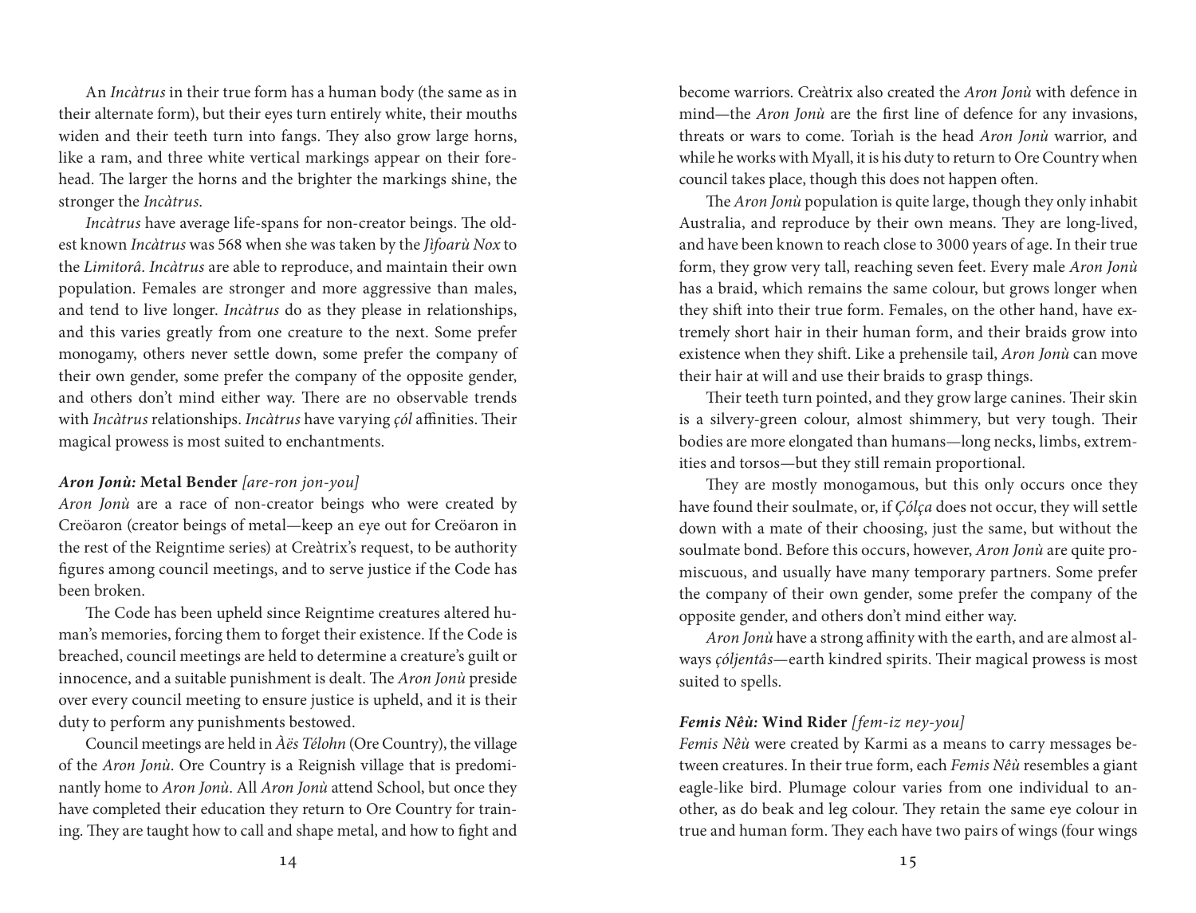An *Incàtrus* in their true form has a human body (the same as in their alternate form), but their eyes turn entirely white, their mouths widen and their teeth turn into fangs. They also grow large horns, like a ram, and three white vertical markings appear on their forehead. The larger the horns and the brighter the markings shine, the stronger the *Incàtrus*.

*Incàtrus* have average life-spans for non-creator beings. The oldest known *Incàtrus* was 568 when she was taken by the *Jìfoarù Nox* to the *Limitorâ*. *Incàtrus* are able to reproduce, and maintain their own population. Females are stronger and more aggressive than males, and tend to live longer. *Incàtrus* do as they please in relationships, and this varies greatly from one creature to the next. Some prefer monogamy, others never settle down, some prefer the company of their own gender, some prefer the company of the opposite gender, and others don't mind either way. There are no observable trends with *Incàtrus* relationships. *Incàtrus* have varying *çól* affinities. Their magical prowess is most suited to enchantments.

### *Aron Jonù:* Metal Bender *[are-ron jon-you]*

*Aron Jonù* are a race of non-creator beings who were created by Creöaron (creator beings of metal—keep an eye out for Creöaron in the rest of the Reigntime series) at Creàtrix's request, to be authority figures among council meetings, and to serve justice if the Code has been broken.

The Code has been upheld since Reigntime creatures altered human's memories, forcing them to forget their existence. If the Code is breached, council meetings are held to determine a creature's guilt or innocence, and a suitable punishment is dealt. The *Aron Jonù* preside over every council meeting to ensure justice is upheld, and it is their duty to perform any punishments bestowed.

Council meetings are held in *Àës Télohn* (Ore Country), the village of the *Aron Jonù*. Ore Country is a Reignish village that is predominantly home to *Aron Jonù*. All *Aron Jonù* attend School, but once they have completed their education they return to Ore Country for training. They are taught how to call and shape metal, and how to fight and become warriors. Creàtrix also created the *Aron Jonù* with defence in mind—the *Aron Jonù* are the first line of defence for any invasions, threats or wars to come. Torìah is the head *Aron Jonù* warrior, and while he works with Myall, it is his duty to return to Ore Country when council takes place, though this does not happen often.

The *Aron Jonù* population is quite large, though they only inhabit Australia, and reproduce by their own means. They are long-lived, and have been known to reach close to 3000 years of age. In their true form, they grow very tall, reaching seven feet. Every male *Aron Jonù* has a braid, which remains the same colour, but grows longer when they shift into their true form. Females, on the other hand, have extremely short hair in their human form, and their braids grow into existence when they shift. Like a prehensile tail, *Aron Jonù* can move their hair at will and use their braids to grasp things.

Their teeth turn pointed, and they grow large canines. Their skin is a silvery-green colour, almost shimmery, but very tough. Their bodies are more elongated than humans—long necks, limbs, extremities and torsos—but they still remain proportional.

They are mostly monogamous, but this only occurs once they have found their soulmate, or, if *Çólça* does not occur, they will settle down with a mate of their choosing, just the same, but without the soulmate bond. Before this occurs, however, *Aron Jonù* are quite promiscuous, and usually have many temporary partners. Some prefer the company of their own gender, some prefer the company of the opposite gender, and others don't mind either way.

*Aron Jonù* have a strong affinity with the earth, and are almost always *çóljentâs*—earth kindred spirits. Their magical prowess is most suited to spells.

### *Femis Nêù:* Wind Rider *[fem-iz ney-you]*

*Femis Nêù* were created by Karmi as a means to carry messages between creatures. In their true form, each *Femis Nêù* resembles a giant eagle-like bird. Plumage colour varies from one individual to another, as do beak and leg colour. They retain the same eye colour in true and human form. They each have two pairs of wings (four wings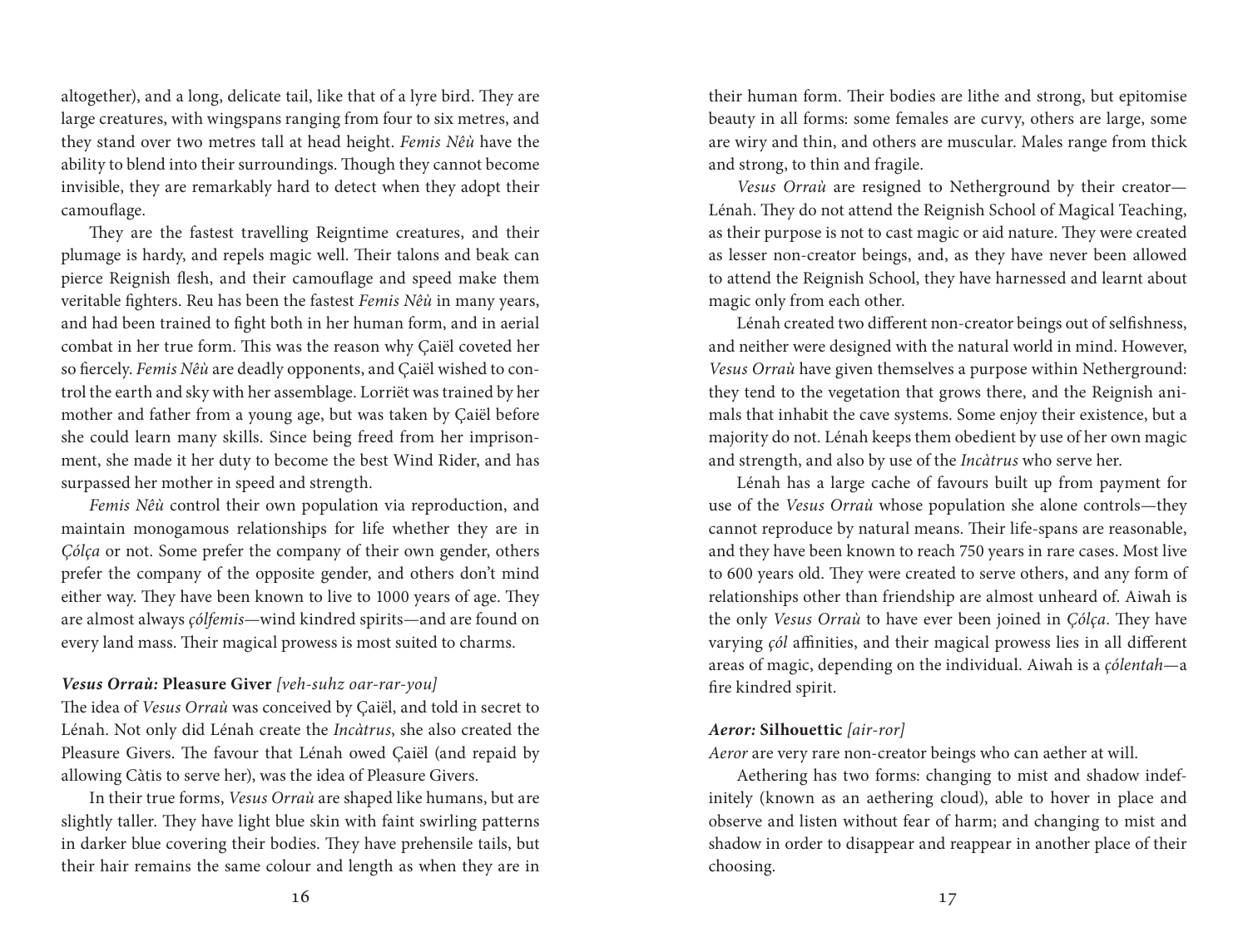altogether), and a long, delicate tail, like that of a lyre bird. They are large creatures, with wingspans ranging from four to six metres, and they stand over two metres tall at head height. *Femis Nêù* have the ability to blend into their surroundings. Though they cannot become invisible, they are remarkably hard to detect when they adopt their camouflage.

They are the fastest travelling Reigntime creatures, and their plumage is hardy, and repels magic well. Their talons and beak can pierce Reignish flesh, and their camouflage and speed make them veritable fighters. Reu has been the fastest *Femis Nêù* in many years, and had been trained to fight both in her human form, and in aerial combat in her true form. This was the reason why Çaiël coveted her so fiercely. *Femis Nêù* are deadly opponents, and Çaiël wished to control the earth and sky with her assemblage. Lorriët was trained by her mother and father from a young age, but was taken by Çaiël before she could learn many skills. Since being freed from her imprisonment, she made it her duty to become the best Wind Rider, and has surpassed her mother in speed and strength.

*Femis Nêù* control their own population via reproduction, and maintain monogamous relationships for life whether they are in *Çólça* or not. Some prefer the company of their own gender, others prefer the company of the opposite gender, and others don't mind either way. They have been known to live to 1000 years of age. They are almost always *çólfemis*—wind kindred spirits—and are found on every land mass. Their magical prowess is most suited to charms.

***Vesus Orraù:* Pleasure Giver** *[veh-suhz oar-rar-you]*

The idea of *Vesus Orraù* was conceived by Çaiël, and told in secret to Lénah. Not only did Lénah create the *Incàtrus*, she also created the Pleasure Givers. The favour that Lénah owed Çaiël (and repaid by allowing Càtis to serve her), was the idea of Pleasure Givers.

In their true forms, *Vesus Orraù* are shaped like humans, but are slightly taller. They have light blue skin with faint swirling patterns in darker blue covering their bodies. They have prehensile tails, but their hair remains the same colour and length as when they are in their human form. Their bodies are lithe and strong, but epitomise beauty in all forms: some females are curvy, others are large, some are wiry and thin, and others are muscular. Males range from thick and strong, to thin and fragile.

*Vesus Orraù* are resigned to Netherground by their creator—Lénah. They do not attend the Reignish School of Magical Teaching, as their purpose is not to cast magic or aid nature. They were created as lesser non-creator beings, and, as they have never been allowed to attend the Reignish School, they have harnessed and learnt about magic only from each other.

Lénah created two different non-creator beings out of selfishness, and neither were designed with the natural world in mind. However, *Vesus Orraù* have given themselves a purpose within Netherground: they tend to the vegetation that grows there, and the Reignish animals that inhabit the cave systems. Some enjoy their existence, but a majority do not. Lénah keeps them obedient by use of her own magic and strength, and also by use of the *Incàtrus* who serve her.

Lénah has a large cache of favours built up from payment for use of the *Vesus Orraù* whose population she alone controls—they cannot reproduce by natural means. Their life-spans are reasonable, and they have been known to reach 750 years in rare cases. Most live to 600 years old. They were created to serve others, and any form of relationships other than friendship are almost unheard of. Aiwah is the only *Vesus Orraù* to have ever been joined in *Çólça*. They have varying *çól* affinities, and their magical prowess lies in all different areas of magic, depending on the individual. Aiwah is a *çólentah*—a fire kindred spirit.

***Aeror:* Silhouettic** *[air-ror]*

*Aeror* are very rare non-creator beings who can aether at will.

Aethering has two forms: changing to mist and shadow indefinitely (known as an aethering cloud), able to hover in place and observe and listen without fear of harm; and changing to mist and shadow in order to disappear and reappear in another place of their choosing.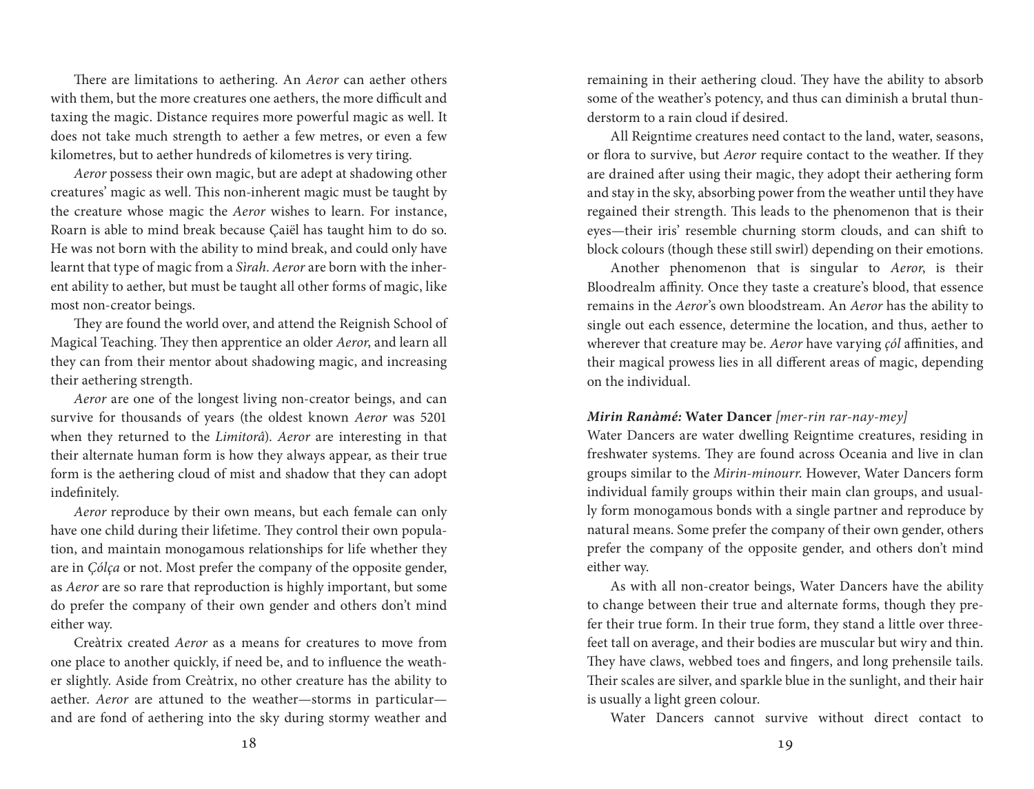There are limitations to aethering. An *Aeror* can aether others with them, but the more creatures one aethers, the more difficult and taxing the magic. Distance requires more powerful magic as well. It does not take much strength to aether a few metres, or even a few kilometres, but to aether hundreds of kilometres is very tiring.

*Aeror* possess their own magic, but are adept at shadowing other creatures' magic as well. This non-inherent magic must be taught by the creature whose magic the *Aeror* wishes to learn. For instance, Roarn is able to mind break because Çaiël has taught him to do so. He was not born with the ability to mind break, and could only have learnt that type of magic from a *Sìrah*. *Aeror* are born with the inherent ability to aether, but must be taught all other forms of magic, like most non-creator beings.

They are found the world over, and attend the Reignish School of Magical Teaching. They then apprentice an older *Aeror*, and learn all they can from their mentor about shadowing magic, and increasing their aethering strength.

*Aeror* are one of the longest living non-creator beings, and can survive for thousands of years (the oldest known *Aeror* was 5201 when they returned to the *Limitorâ*). *Aeror* are interesting in that their alternate human form is how they always appear, as their true form is the aethering cloud of mist and shadow that they can adopt indefinitely.

*Aeror* reproduce by their own means, but each female can only have one child during their lifetime. They control their own population, and maintain monogamous relationships for life whether they are in *Çólça* or not. Most prefer the company of the opposite gender, as *Aeror* are so rare that reproduction is highly important, but some do prefer the company of their own gender and others don't mind either way.

Creàtrix created *Aeror* as a means for creatures to move from one place to another quickly, if need be, and to influence the weather slightly. Aside from Creàtrix, no other creature has the ability to aether. *Aeror* are attuned to the weather—storms in particular—and are fond of aethering into the sky during stormy weather and remaining in their aethering cloud. They have the ability to absorb some of the weather's potency, and thus can diminish a brutal thunderstorm to a rain cloud if desired.

All Reigntime creatures need contact to the land, water, seasons, or flora to survive, but *Aeror* require contact to the weather. If they are drained after using their magic, they adopt their aethering form and stay in the sky, absorbing power from the weather until they have regained their strength. This leads to the phenomenon that is their eyes—their iris' resemble churning storm clouds, and can shift to block colours (though these still swirl) depending on their emotions.

Another phenomenon that is singular to *Aeror*, is their Bloodrealm affinity. Once they taste a creature's blood, that essence remains in the *Aeror*'s own bloodstream. An *Aeror* has the ability to single out each essence, determine the location, and thus, aether to wherever that creature may be. *Aeror* have varying *çól* affinities, and their magical prowess lies in all different areas of magic, depending on the individual.

***Mirin Ranàmé:* Water Dancer** *[mer-rin rar-nay-mey]*

Water Dancers are water dwelling Reigntime creatures, residing in freshwater systems. They are found across Oceania and live in clan groups similar to the *Mirin-minourr*. However, Water Dancers form individual family groups within their main clan groups, and usually form monogamous bonds with a single partner and reproduce by natural means. Some prefer the company of their own gender, others prefer the company of the opposite gender, and others don't mind either way.

As with all non-creator beings, Water Dancers have the ability to change between their true and alternate forms, though they prefer their true form. In their true form, they stand a little over three-feet tall on average, and their bodies are muscular but wiry and thin. They have claws, webbed toes and fingers, and long prehensile tails. Their scales are silver, and sparkle blue in the sunlight, and their hair is usually a light green colour.

Water Dancers cannot survive without direct contact to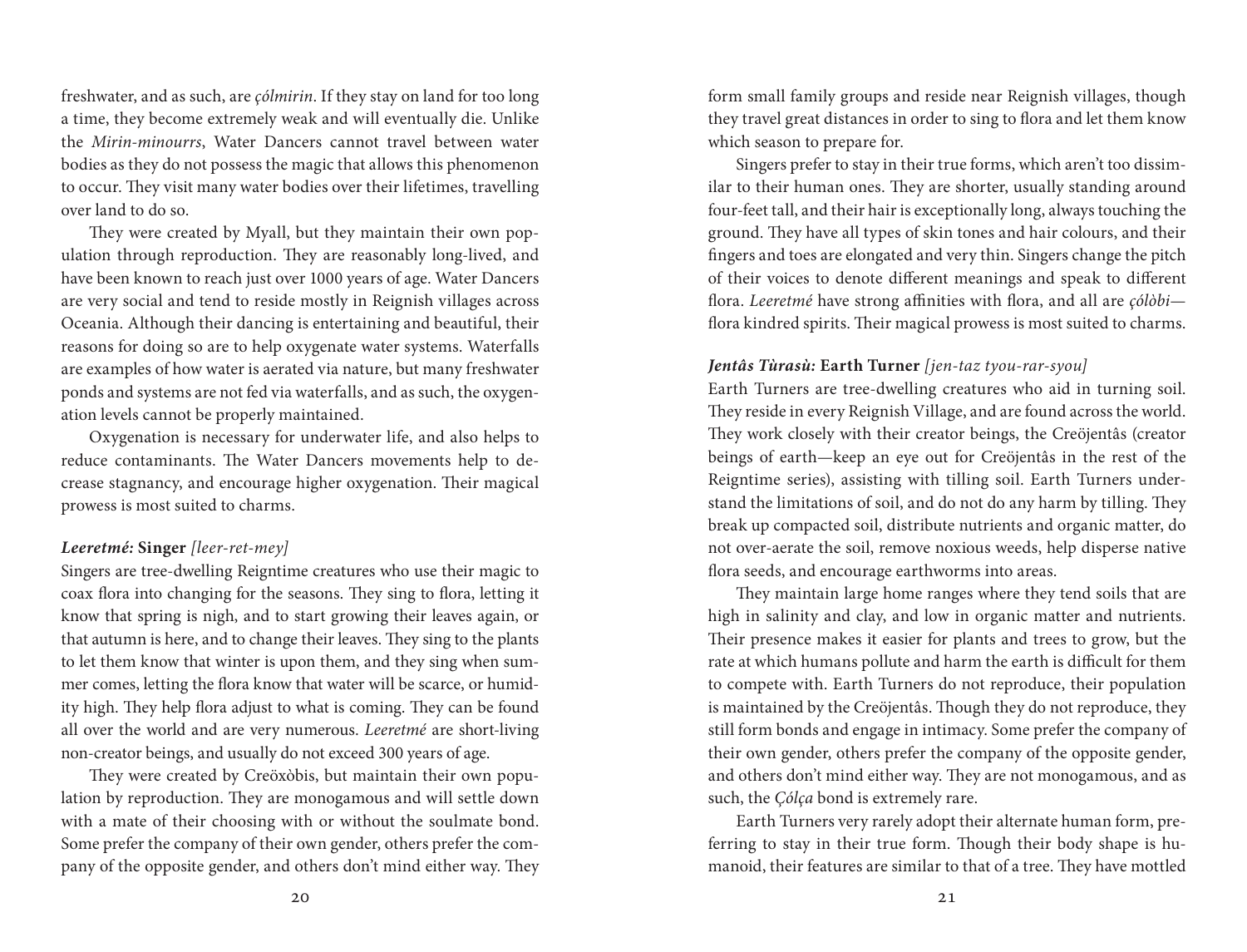freshwater, and as such, are *çólmirin*. If they stay on land for too long a time, they become extremely weak and will eventually die. Unlike the *Mirin-minourrs*, Water Dancers cannot travel between water bodies as they do not possess the magic that allows this phenomenon to occur. They visit many water bodies over their lifetimes, travelling over land to do so.

They were created by Myall, but they maintain their own population through reproduction. They are reasonably long-lived, and have been known to reach just over 1000 years of age. Water Dancers are very social and tend to reside mostly in Reignish villages across Oceania. Although their dancing is entertaining and beautiful, their reasons for doing so are to help oxygenate water systems. Waterfalls are examples of how water is aerated via nature, but many freshwater ponds and systems are not fed via waterfalls, and as such, the oxygenation levels cannot be properly maintained.

Oxygenation is necessary for underwater life, and also helps to reduce contaminants. The Water Dancers movements help to decrease stagnancy, and encourage higher oxygenation. Their magical prowess is most suited to charms.

### ***Leeretmé:*** **Singer** *[leer-ret-mey]*

Singers are tree-dwelling Reigntime creatures who use their magic to coax flora into changing for the seasons. They sing to flora, letting it know that spring is nigh, and to start growing their leaves again, or that autumn is here, and to change their leaves. They sing to the plants to let them know that winter is upon them, and they sing when summer comes, letting the flora know that water will be scarce, or humidity high. They help flora adjust to what is coming. They can be found all over the world and are very numerous. *Leeretmé* are short-living non-creator beings, and usually do not exceed 300 years of age.

They were created by Creöxòbis, but maintain their own population by reproduction. They are monogamous and will settle down with a mate of their choosing with or without the soulmate bond. Some prefer the company of their own gender, others prefer the company of the opposite gender, and others don't mind either way. They form small family groups and reside near Reignish villages, though they travel great distances in order to sing to flora and let them know which season to prepare for.

Singers prefer to stay in their true forms, which aren't too dissimilar to their human ones. They are shorter, usually standing around four-feet tall, and their hair is exceptionally long, always touching the ground. They have all types of skin tones and hair colours, and their fingers and toes are elongated and very thin. Singers change the pitch of their voices to denote different meanings and speak to different flora. *Leeretmé* have strong affinities with flora, and all are *çólòbi*—flora kindred spirits. Their magical prowess is most suited to charms.

### ***Jentâs Tùrasù:*** **Earth Turner** *[jen-taz tyou-rar-syou]*

Earth Turners are tree-dwelling creatures who aid in turning soil. They reside in every Reignish Village, and are found across the world. They work closely with their creator beings, the Creöjentâs (creator beings of earth—keep an eye out for Creöjentâs in the rest of the Reigntime series), assisting with tilling soil. Earth Turners understand the limitations of soil, and do not do any harm by tilling. They break up compacted soil, distribute nutrients and organic matter, do not over-aerate the soil, remove noxious weeds, help disperse native flora seeds, and encourage earthworms into areas.

They maintain large home ranges where they tend soils that are high in salinity and clay, and low in organic matter and nutrients. Their presence makes it easier for plants and trees to grow, but the rate at which humans pollute and harm the earth is difficult for them to compete with. Earth Turners do not reproduce, their population is maintained by the Creöjentâs. Though they do not reproduce, they still form bonds and engage in intimacy. Some prefer the company of their own gender, others prefer the company of the opposite gender, and others don't mind either way. They are not monogamous, and as such, the *Çólça* bond is extremely rare.

Earth Turners very rarely adopt their alternate human form, preferring to stay in their true form. Though their body shape is humanoid, their features are similar to that of a tree. They have mottled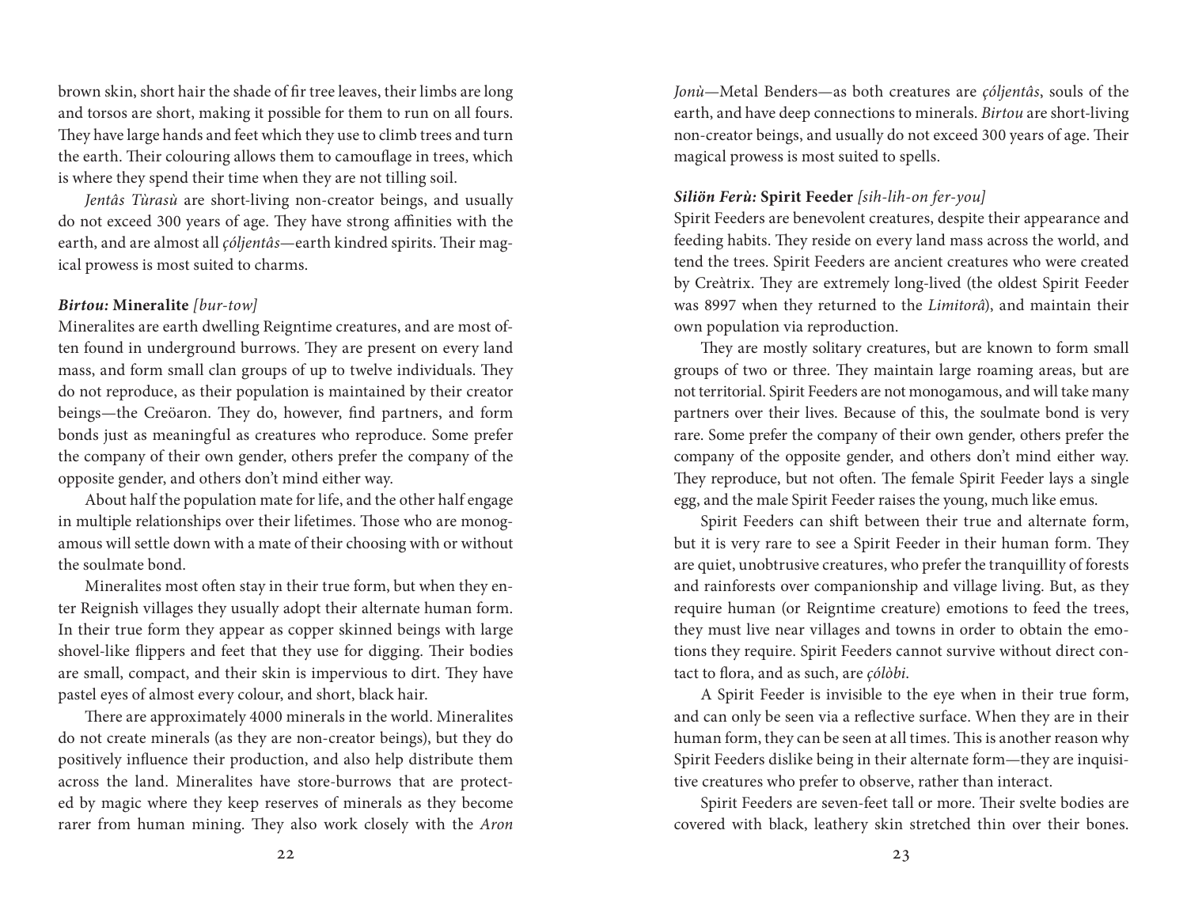brown skin, short hair the shade of fir tree leaves, their limbs are long and torsos are short, making it possible for them to run on all fours. They have large hands and feet which they use to climb trees and turn the earth. Their colouring allows them to camouflage in trees, which is where they spend their time when they are not tilling soil.

*Jentâs Tùrasù* are short-living non-creator beings, and usually do not exceed 300 years of age. They have strong affinities with the earth, and are almost all *çóljentâs*—earth kindred spirits. Their magical prowess is most suited to charms.

***Birtou:*** **Mineralite** *[bur-tow]*

Mineralites are earth dwelling Reigntime creatures, and are most often found in underground burrows. They are present on every land mass, and form small clan groups of up to twelve individuals. They do not reproduce, as their population is maintained by their creator beings—the Creöaron. They do, however, find partners, and form bonds just as meaningful as creatures who reproduce. Some prefer the company of their own gender, others prefer the company of the opposite gender, and others don't mind either way.

About half the population mate for life, and the other half engage in multiple relationships over their lifetimes. Those who are monogamous will settle down with a mate of their choosing with or without the soulmate bond.

Mineralites most often stay in their true form, but when they enter Reignish villages they usually adopt their alternate human form. In their true form they appear as copper skinned beings with large shovel-like flippers and feet that they use for digging. Their bodies are small, compact, and their skin is impervious to dirt. They have pastel eyes of almost every colour, and short, black hair.

There are approximately 4000 minerals in the world. Mineralites do not create minerals (as they are non-creator beings), but they do positively influence their production, and also help distribute them across the land. Mineralites have store-burrows that are protected by magic where they keep reserves of minerals as they become rarer from human mining. They also work closely with the *Aron Jonù*—Metal Benders—as both creatures are *çóljentâs*, souls of the earth, and have deep connections to minerals. *Birtou* are short-living non-creator beings, and usually do not exceed 300 years of age. Their magical prowess is most suited to spells.

***Siliön Ferù:*** **Spirit Feeder** *[sih-lih-on fer-you]*

Spirit Feeders are benevolent creatures, despite their appearance and feeding habits. They reside on every land mass across the world, and tend the trees. Spirit Feeders are ancient creatures who were created by Creàtrix. They are extremely long-lived (the oldest Spirit Feeder was 8997 when they returned to the *Limitorâ*), and maintain their own population via reproduction.

They are mostly solitary creatures, but are known to form small groups of two or three. They maintain large roaming areas, but are not territorial. Spirit Feeders are not monogamous, and will take many partners over their lives. Because of this, the soulmate bond is very rare. Some prefer the company of their own gender, others prefer the company of the opposite gender, and others don't mind either way. They reproduce, but not often. The female Spirit Feeder lays a single egg, and the male Spirit Feeder raises the young, much like emus.

Spirit Feeders can shift between their true and alternate form, but it is very rare to see a Spirit Feeder in their human form. They are quiet, unobtrusive creatures, who prefer the tranquillity of forests and rainforests over companionship and village living. But, as they require human (or Reigntime creature) emotions to feed the trees, they must live near villages and towns in order to obtain the emotions they require. Spirit Feeders cannot survive without direct contact to flora, and as such, are *çólòbi*.

A Spirit Feeder is invisible to the eye when in their true form, and can only be seen via a reflective surface. When they are in their human form, they can be seen at all times. This is another reason why Spirit Feeders dislike being in their alternate form—they are inquisitive creatures who prefer to observe, rather than interact.

Spirit Feeders are seven-feet tall or more. Their svelte bodies are covered with black, leathery skin stretched thin over their bones.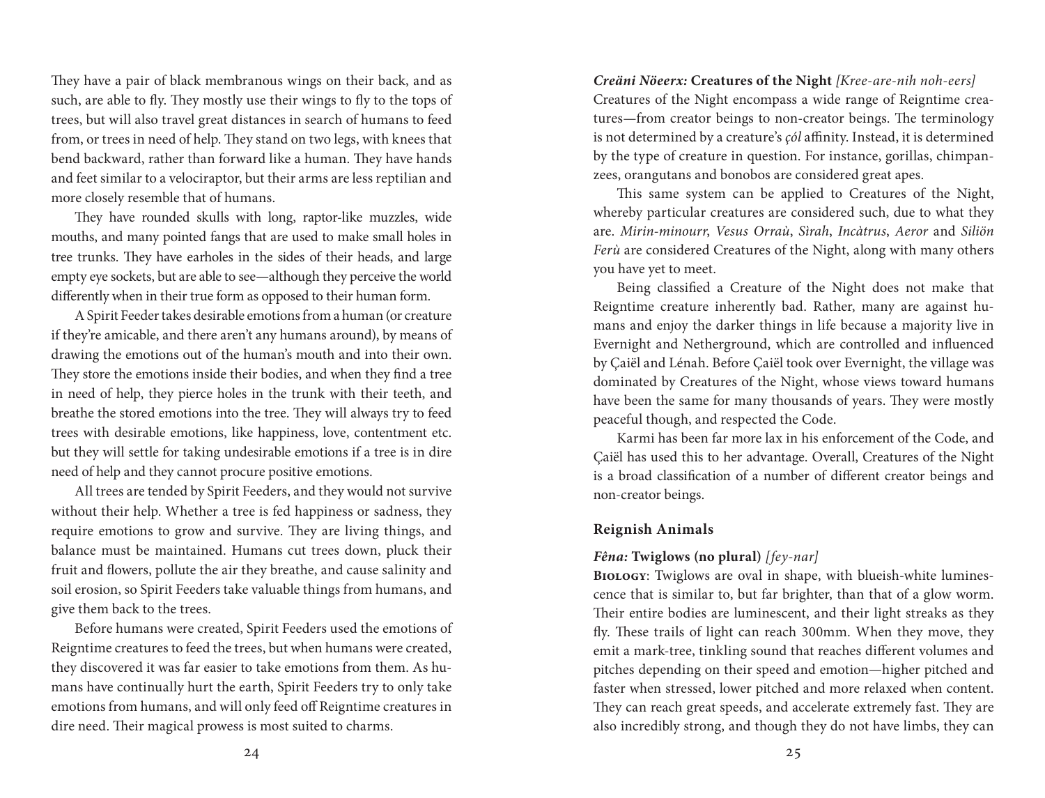They have a pair of black membranous wings on their back, and as such, are able to fly. They mostly use their wings to fly to the tops of trees, but will also travel great distances in search of humans to feed from, or trees in need of help. They stand on two legs, with knees that bend backward, rather than forward like a human. They have hands and feet similar to a velociraptor, but their arms are less reptilian and more closely resemble that of humans.

They have rounded skulls with long, raptor-like muzzles, wide mouths, and many pointed fangs that are used to make small holes in tree trunks. They have earholes in the sides of their heads, and large empty eye sockets, but are able to see—although they perceive the world differently when in their true form as opposed to their human form.

A Spirit Feeder takes desirable emotions from a human (or creature if they're amicable, and there aren't any humans around), by means of drawing the emotions out of the human's mouth and into their own. They store the emotions inside their bodies, and when they find a tree in need of help, they pierce holes in the trunk with their teeth, and breathe the stored emotions into the tree. They will always try to feed trees with desirable emotions, like happiness, love, contentment etc. but they will settle for taking undesirable emotions if a tree is in dire need of help and they cannot procure positive emotions.

All trees are tended by Spirit Feeders, and they would not survive without their help. Whether a tree is fed happiness or sadness, they require emotions to grow and survive. They are living things, and balance must be maintained. Humans cut trees down, pluck their fruit and flowers, pollute the air they breathe, and cause salinity and soil erosion, so Spirit Feeders take valuable things from humans, and give them back to the trees.

Before humans were created, Spirit Feeders used the emotions of Reigntime creatures to feed the trees, but when humans were created, they discovered it was far easier to take emotions from them. As humans have continually hurt the earth, Spirit Feeders try to only take emotions from humans, and will only feed off Reigntime creatures in dire need. Their magical prowess is most suited to charms.

***Creäni Nöeerx:* Creatures of the Night** *[Kree-are-nih noh-eers]*

Creatures of the Night encompass a wide range of Reigntime creatures—from creator beings to non-creator beings. The terminology is not determined by a creature's *çól* affinity. Instead, it is determined by the type of creature in question. For instance, gorillas, chimpanzees, orangutans and bonobos are considered great apes.

This same system can be applied to Creatures of the Night, whereby particular creatures are considered such, due to what they are. *Mirin-minourr*, *Vesus Orraù*, *Sìrah*, *Incàtrus*, *Aeror* and *Siliön Ferù* are considered Creatures of the Night, along with many others you have yet to meet.

Being classified a Creature of the Night does not make that Reigntime creature inherently bad. Rather, many are against humans and enjoy the darker things in life because a majority live in Evernight and Netherground, which are controlled and influenced by Çaiël and Lénah. Before Çaiël took over Evernight, the village was dominated by Creatures of the Night, whose views toward humans have been the same for many thousands of years. They were mostly peaceful though, and respected the Code.

Karmi has been far more lax in his enforcement of the Code, and Çaiël has used this to her advantage. Overall, Creatures of the Night is a broad classification of a number of different creator beings and non-creator beings.

## Reignish Animals

***Fêna:* Twiglows (no plural)** *[fey-nar]*

**Biology**: Twiglows are oval in shape, with blueish-white luminescence that is similar to, but far brighter, than that of a glow worm. Their entire bodies are luminescent, and their light streaks as they fly. These trails of light can reach 300mm. When they move, they emit a mark-tree, tinkling sound that reaches different volumes and pitches depending on their speed and emotion—higher pitched and faster when stressed, lower pitched and more relaxed when content. They can reach great speeds, and accelerate extremely fast. They are also incredibly strong, and though they do not have limbs, they can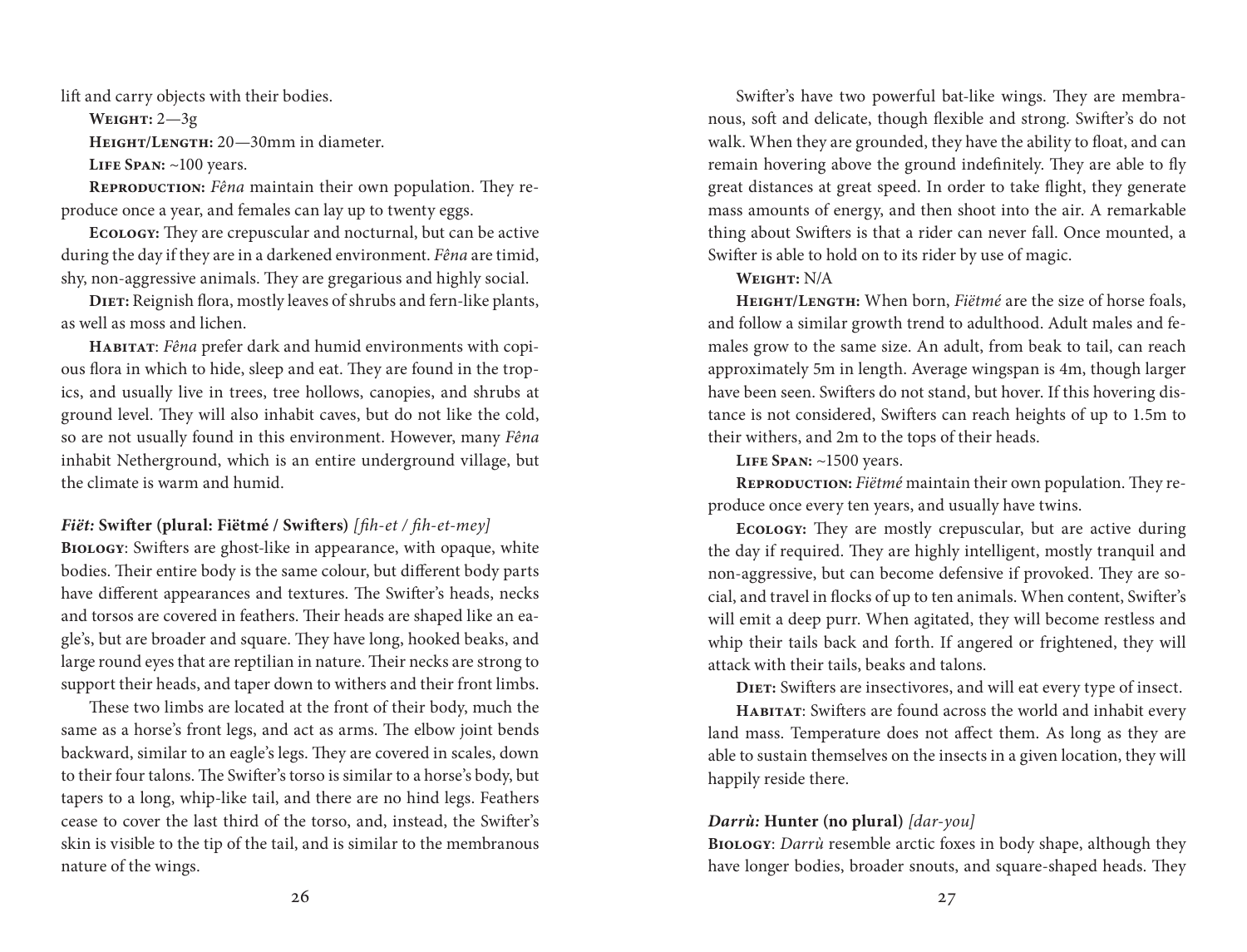lift and carry objects with their bodies.

**Weight:** 2—3g

**Height/Length:** 20—30mm in diameter.

**Life Span:** ~100 years.

**Reproduction:** *Fêna* maintain their own population. They reproduce once a year, and females can lay up to twenty eggs.

**Ecology:** They are crepuscular and nocturnal, but can be active during the day if they are in a darkened environment. *Fêna* are timid, shy, non-aggressive animals. They are gregarious and highly social.

**Diet:** Reignish flora, mostly leaves of shrubs and fern-like plants, as well as moss and lichen.

**Habitat**: *Fêna* prefer dark and humid environments with copious flora in which to hide, sleep and eat. They are found in the tropics, and usually live in trees, tree hollows, canopies, and shrubs at ground level. They will also inhabit caves, but do not like the cold, so are not usually found in this environment. However, many *Fêna* inhabit Netherground, which is an entire underground village, but the climate is warm and humid.

### *Fiët:* Swifter (plural: Fiëtmé / Swifters) *[fih-et / fih-et-mey]*

**Biology**: Swifters are ghost-like in appearance, with opaque, white bodies. Their entire body is the same colour, but different body parts have different appearances and textures. The Swifter's heads, necks and torsos are covered in feathers. Their heads are shaped like an eagle's, but are broader and square. They have long, hooked beaks, and large round eyes that are reptilian in nature. Their necks are strong to support their heads, and taper down to withers and their front limbs.

These two limbs are located at the front of their body, much the same as a horse's front legs, and act as arms. The elbow joint bends backward, similar to an eagle's legs. They are covered in scales, down to their four talons. The Swifter's torso is similar to a horse's body, but tapers to a long, whip-like tail, and there are no hind legs. Feathers cease to cover the last third of the torso, and, instead, the Swifter's skin is visible to the tip of the tail, and is similar to the membranous nature of the wings.

Swifter's have two powerful bat-like wings. They are membranous, soft and delicate, though flexible and strong. Swifter's do not walk. When they are grounded, they have the ability to float, and can remain hovering above the ground indefinitely. They are able to fly great distances at great speed. In order to take flight, they generate mass amounts of energy, and then shoot into the air. A remarkable thing about Swifters is that a rider can never fall. Once mounted, a Swifter is able to hold on to its rider by use of magic.

**Weight:** N/A

**Height/Length:** When born, *Fiëtmé* are the size of horse foals, and follow a similar growth trend to adulthood. Adult males and females grow to the same size. An adult, from beak to tail, can reach approximately 5m in length. Average wingspan is 4m, though larger have been seen. Swifters do not stand, but hover. If this hovering distance is not considered, Swifters can reach heights of up to 1.5m to their withers, and 2m to the tops of their heads.

**Life Span:** ~1500 years.

**Reproduction:** *Fiëtmé* maintain their own population. They reproduce once every ten years, and usually have twins.

**Ecology:** They are mostly crepuscular, but are active during the day if required. They are highly intelligent, mostly tranquil and non-aggressive, but can become defensive if provoked. They are social, and travel in flocks of up to ten animals. When content, Swifter's will emit a deep purr. When agitated, they will become restless and whip their tails back and forth. If angered or frightened, they will attack with their tails, beaks and talons.

**Diet:** Swifters are insectivores, and will eat every type of insect.

**Habitat**: Swifters are found across the world and inhabit every land mass. Temperature does not affect them. As long as they are able to sustain themselves on the insects in a given location, they will happily reside there.

### *Darrù:* Hunter (no plural) *[dar-you]*

**Biology**: *Darrù* resemble arctic foxes in body shape, although they have longer bodies, broader snouts, and square-shaped heads. They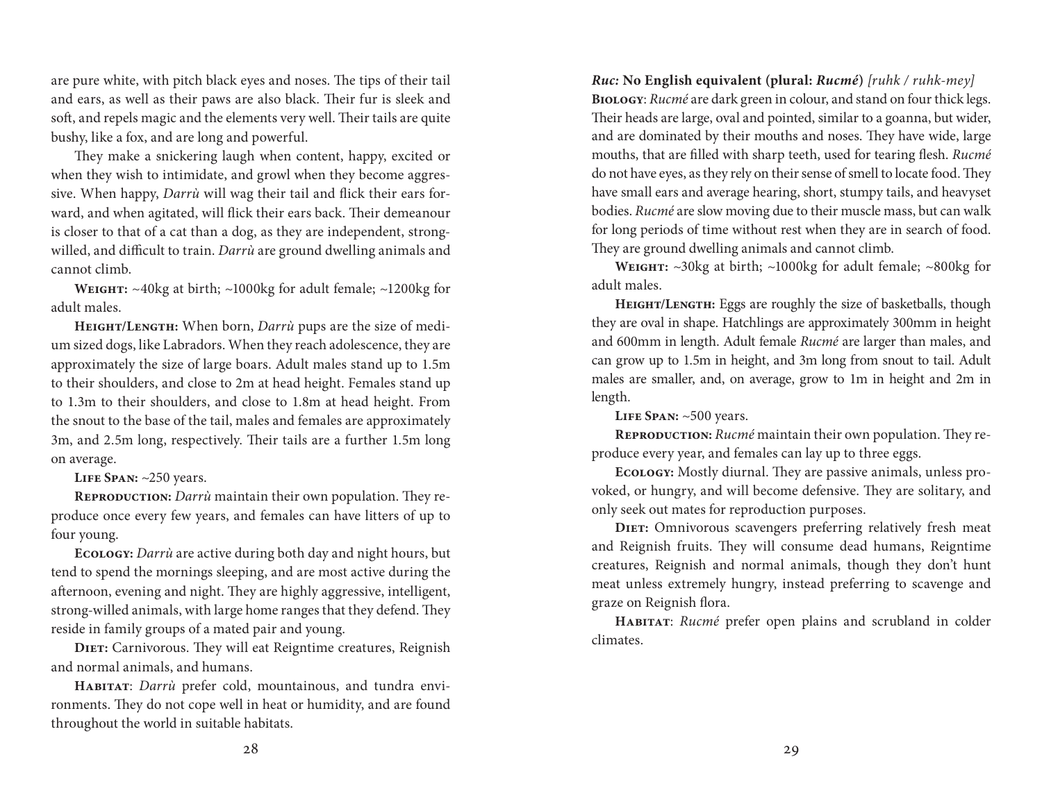are pure white, with pitch black eyes and noses. The tips of their tail and ears, as well as their paws are also black. Their fur is sleek and soft, and repels magic and the elements very well. Their tails are quite bushy, like a fox, and are long and powerful.

They make a snickering laugh when content, happy, excited or when they wish to intimidate, and growl when they become aggressive. When happy, *Darrù* will wag their tail and flick their ears forward, and when agitated, will flick their ears back. Their demeanour is closer to that of a cat than a dog, as they are independent, strong-willed, and difficult to train. *Darrù* are ground dwelling animals and cannot climb.

**Weight:** ~40kg at birth; ~1000kg for adult female; ~1200kg for adult males.

**Height/Length:** When born, *Darrù* pups are the size of medium sized dogs, like Labradors. When they reach adolescence, they are approximately the size of large boars. Adult males stand up to 1.5m to their shoulders, and close to 2m at head height. Females stand up to 1.3m to their shoulders, and close to 1.8m at head height. From the snout to the base of the tail, males and females are approximately 3m, and 2.5m long, respectively. Their tails are a further 1.5m long on average.

**Life Span:** ~250 years.

**Reproduction:** *Darrù* maintain their own population. They reproduce once every few years, and females can have litters of up to four young.

**Ecology:** *Darrù* are active during both day and night hours, but tend to spend the mornings sleeping, and are most active during the afternoon, evening and night. They are highly aggressive, intelligent, strong-willed animals, with large home ranges that they defend. They reside in family groups of a mated pair and young.

**Diet:** Carnivorous. They will eat Reigntime creatures, Reignish and normal animals, and humans.

**Habitat**: *Darrù* prefer cold, mountainous, and tundra environments. They do not cope well in heat or humidity, and are found throughout the world in suitable habitats.

***Ruc:*** **No English equivalent (plural: *Rucmé*)** *[ruhk / ruhk-mey]*

**Biology**: *Rucmé* are dark green in colour, and stand on four thick legs. Their heads are large, oval and pointed, similar to a goanna, but wider, and are dominated by their mouths and noses. They have wide, large mouths, that are filled with sharp teeth, used for tearing flesh. *Rucmé* do not have eyes, as they rely on their sense of smell to locate food. They have small ears and average hearing, short, stumpy tails, and heavyset bodies. *Rucmé* are slow moving due to their muscle mass, but can walk for long periods of time without rest when they are in search of food. They are ground dwelling animals and cannot climb.

**Weight:** ~30kg at birth; ~1000kg for adult female; ~800kg for adult males.

**Height/Length:** Eggs are roughly the size of basketballs, though they are oval in shape. Hatchlings are approximately 300mm in height and 600mm in length. Adult female *Rucmé* are larger than males, and can grow up to 1.5m in height, and 3m long from snout to tail. Adult males are smaller, and, on average, grow to 1m in height and 2m in length.

**Life Span:** ~500 years.

**Reproduction:** *Rucmé* maintain their own population. They reproduce every year, and females can lay up to three eggs.

**Ecology:** Mostly diurnal. They are passive animals, unless provoked, or hungry, and will become defensive. They are solitary, and only seek out mates for reproduction purposes.

**Diet:** Omnivorous scavengers preferring relatively fresh meat and Reignish fruits. They will consume dead humans, Reigntime creatures, Reignish and normal animals, though they don't hunt meat unless extremely hungry, instead preferring to scavenge and graze on Reignish flora.

**Habitat**: *Rucmé* prefer open plains and scrubland in colder climates.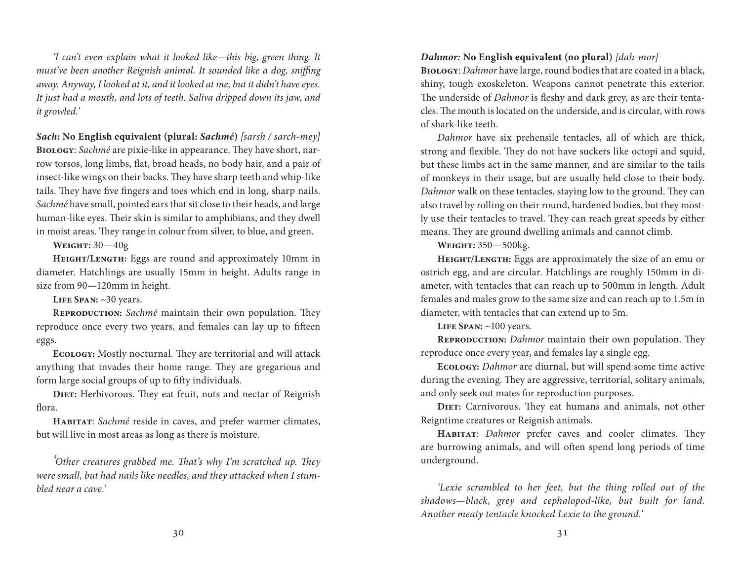*'I can't even explain what it looked like—this big, green thing. It must've been another Reignish animal. It sounded like a dog, sniffing away. Anyway, I looked at it, and it looked at me, but it didn't have eyes. It just had a mouth, and lots of teeth. Saliva dripped down its jaw, and it growled.'*

***Sach:*** **No English equivalent (plural: *Sachmé*)** *[sarsh / sarch-mey]*

**Biology**: *Sachmé* are pixie-like in appearance. They have short, narrow torsos, long limbs, flat, broad heads, no body hair, and a pair of insect-like wings on their backs. They have sharp teeth and whip-like tails. They have five fingers and toes which end in long, sharp nails. *Sachmé* have small, pointed ears that sit close to their heads, and large human-like eyes. Their skin is similar to amphibians, and they dwell in moist areas. They range in colour from silver, to blue, and green.

**Weight:** 30—40g

**Height/Length:** Eggs are round and approximately 10mm in diameter. Hatchlings are usually 15mm in height. Adults range in size from 90—120mm in height.

**Life Span:** ~30 years.

**Reproduction:** *Sachmé* maintain their own population. They reproduce once every two years, and females can lay up to fifteen eggs.

**Ecology:** Mostly nocturnal. They are territorial and will attack anything that invades their home range. They are gregarious and form large social groups of up to fifty individuals.

**Diet:** Herbivorous. They eat fruit, nuts and nectar of Reignish flora.

**Habitat**: *Sachmé* reside in caves, and prefer warmer climates, but will live in most areas as long as there is moisture.

*'Other creatures grabbed me. That's why I'm scratched up. They were small, but had nails like needles, and they attacked when I stumbled near a cave.'*

***Dahmor:*** **No English equivalent (no plural)** *[dah-mor]*

**Biology**: *Dahmor* have large, round bodies that are coated in a black, shiny, tough exoskeleton. Weapons cannot penetrate this exterior. The underside of *Dahmor* is fleshy and dark grey, as are their tentacles. The mouth is located on the underside, and is circular, with rows of shark-like teeth.

*Dahmor* have six prehensile tentacles, all of which are thick, strong and flexible. They do not have suckers like octopi and squid, but these limbs act in the same manner, and are similar to the tails of monkeys in their usage, but are usually held close to their body. *Dahmor* walk on these tentacles, staying low to the ground. They can also travel by rolling on their round, hardened bodies, but they mostly use their tentacles to travel. They can reach great speeds by either means. They are ground dwelling animals and cannot climb.

**Weight:** 350—500kg.

**Height/Length:** Eggs are approximately the size of an emu or ostrich egg, and are circular. Hatchlings are roughly 150mm in diameter, with tentacles that can reach up to 500mm in length. Adult females and males grow to the same size and can reach up to 1.5m in diameter, with tentacles that can extend up to 5m.

**Life Span:** ~100 years.

**Reproduction:** *Dahmor* maintain their own population. They reproduce once every year, and females lay a single egg.

**Ecology:** *Dahmor* are diurnal, but will spend some time active during the evening. They are aggressive, territorial, solitary animals, and only seek out mates for reproduction purposes.

**Diet:** Carnivorous. They eat humans and animals, not other Reigntime creatures or Reignish animals.

**Habitat**: *Dahmor* prefer caves and cooler climates. They are burrowing animals, and will often spend long periods of time underground.

*'Lexie scrambled to her feet, but the thing rolled out of the shadows—black, grey and cephalopod-like, but built for land. Another meaty tentacle knocked Lexie to the ground.'*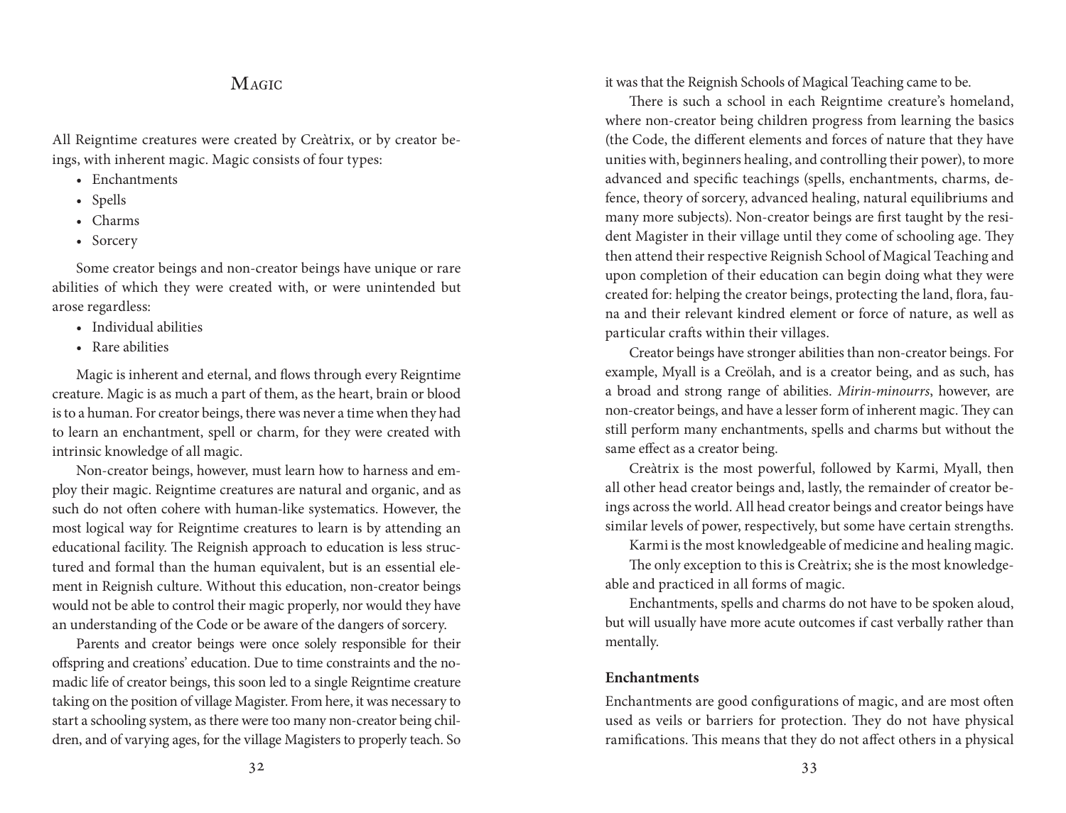## Magic

All Reigntime creatures were created by Creàtrix, or by creator beings, with inherent magic. Magic consists of four types:

- Enchantments
- Spells
- Charms
- Sorcery

Some creator beings and non-creator beings have unique or rare abilities of which they were created with, or were unintended but arose regardless:

- Individual abilities
- Rare abilities

Magic is inherent and eternal, and flows through every Reigntime creature. Magic is as much a part of them, as the heart, brain or blood is to a human. For creator beings, there was never a time when they had to learn an enchantment, spell or charm, for they were created with intrinsic knowledge of all magic.

Non-creator beings, however, must learn how to harness and employ their magic. Reigntime creatures are natural and organic, and as such do not often cohere with human-like systematics. However, the most logical way for Reigntime creatures to learn is by attending an educational facility. The Reignish approach to education is less structured and formal than the human equivalent, but is an essential element in Reignish culture. Without this education, non-creator beings would not be able to control their magic properly, nor would they have an understanding of the Code or be aware of the dangers of sorcery.

Parents and creator beings were once solely responsible for their offspring and creations' education. Due to time constraints and the nomadic life of creator beings, this soon led to a single Reigntime creature taking on the position of village Magister. From here, it was necessary to start a schooling system, as there were too many non-creator being children, and of varying ages, for the village Magisters to properly teach. So it was that the Reignish Schools of Magical Teaching came to be.

There is such a school in each Reigntime creature's homeland, where non-creator being children progress from learning the basics (the Code, the different elements and forces of nature that they have unities with, beginners healing, and controlling their power), to more advanced and specific teachings (spells, enchantments, charms, defence, theory of sorcery, advanced healing, natural equilibriums and many more subjects). Non-creator beings are first taught by the resident Magister in their village until they come of schooling age. They then attend their respective Reignish School of Magical Teaching and upon completion of their education can begin doing what they were created for: helping the creator beings, protecting the land, flora, fauna and their relevant kindred element or force of nature, as well as particular crafts within their villages.

Creator beings have stronger abilities than non-creator beings. For example, Myall is a Creölah, and is a creator being, and as such, has a broad and strong range of abilities. *Mirin-minourrs*, however, are non-creator beings, and have a lesser form of inherent magic. They can still perform many enchantments, spells and charms but without the same effect as a creator being.

Creàtrix is the most powerful, followed by Karmi, Myall, then all other head creator beings and, lastly, the remainder of creator beings across the world. All head creator beings and creator beings have similar levels of power, respectively, but some have certain strengths.

Karmi is the most knowledgeable of medicine and healing magic.

The only exception to this is Creàtrix; she is the most knowledgeable and practiced in all forms of magic.

Enchantments, spells and charms do not have to be spoken aloud, but will usually have more acute outcomes if cast verbally rather than mentally.

### Enchantments

Enchantments are good configurations of magic, and are most often used as veils or barriers for protection. They do not have physical ramifications. This means that they do not affect others in a physical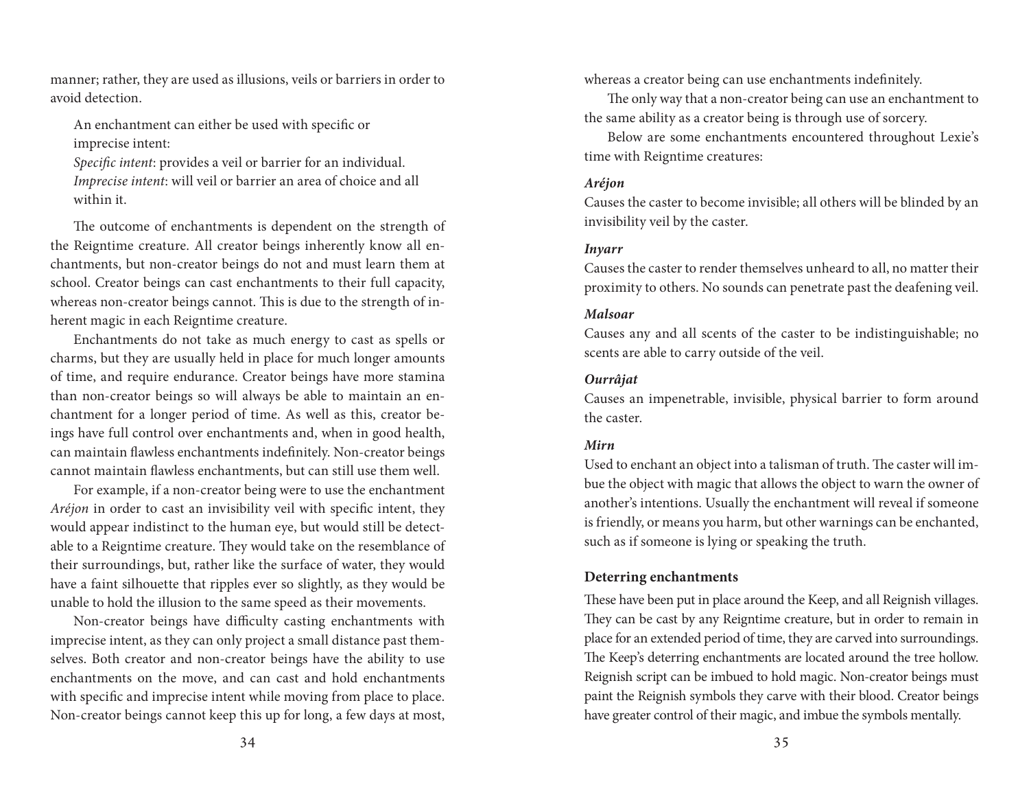manner; rather, they are used as illusions, veils or barriers in order to avoid detection.

An enchantment can either be used with specific or imprecise intent:
*Specific intent*: provides a veil or barrier for an individual.
*Imprecise intent*: will veil or barrier an area of choice and all within it.

The outcome of enchantments is dependent on the strength of the Reigntime creature. All creator beings inherently know all enchantments, but non-creator beings do not and must learn them at school. Creator beings can cast enchantments to their full capacity, whereas non-creator beings cannot. This is due to the strength of inherent magic in each Reigntime creature.

Enchantments do not take as much energy to cast as spells or charms, but they are usually held in place for much longer amounts of time, and require endurance. Creator beings have more stamina than non-creator beings so will always be able to maintain an enchantment for a longer period of time. As well as this, creator beings have full control over enchantments and, when in good health, can maintain flawless enchantments indefinitely. Non-creator beings cannot maintain flawless enchantments, but can still use them well.

For example, if a non-creator being were to use the enchantment *Aréjon* in order to cast an invisibility veil with specific intent, they would appear indistinct to the human eye, but would still be detectable to a Reigntime creature. They would take on the resemblance of their surroundings, but, rather like the surface of water, they would have a faint silhouette that ripples ever so slightly, as they would be unable to hold the illusion to the same speed as their movements.

Non-creator beings have difficulty casting enchantments with imprecise intent, as they can only project a small distance past themselves. Both creator and non-creator beings have the ability to use enchantments on the move, and can cast and hold enchantments with specific and imprecise intent while moving from place to place. Non-creator beings cannot keep this up for long, a few days at most, whereas a creator being can use enchantments indefinitely.

The only way that a non-creator being can use an enchantment to the same ability as a creator being is through use of sorcery.

Below are some enchantments encountered throughout Lexie's time with Reigntime creatures:

***Aréjon***
Causes the caster to become invisible; all others will be blinded by an invisibility veil by the caster.

***Inyarr***
Causes the caster to render themselves unheard to all, no matter their proximity to others. No sounds can penetrate past the deafening veil.

***Malsoar***
Causes any and all scents of the caster to be indistinguishable; no scents are able to carry outside of the veil.

***Ourrâjat***
Causes an impenetrable, invisible, physical barrier to form around the caster.

***Mirn***
Used to enchant an object into a talisman of truth. The caster will imbue the object with magic that allows the object to warn the owner of another's intentions. Usually the enchantment will reveal if someone is friendly, or means you harm, but other warnings can be enchanted, such as if someone is lying or speaking the truth.

### Deterring enchantments

These have been put in place around the Keep, and all Reignish villages. They can be cast by any Reigntime creature, but in order to remain in place for an extended period of time, they are carved into surroundings. The Keep's deterring enchantments are located around the tree hollow. Reignish script can be imbued to hold magic. Non-creator beings must paint the Reignish symbols they carve with their blood. Creator beings have greater control of their magic, and imbue the symbols mentally.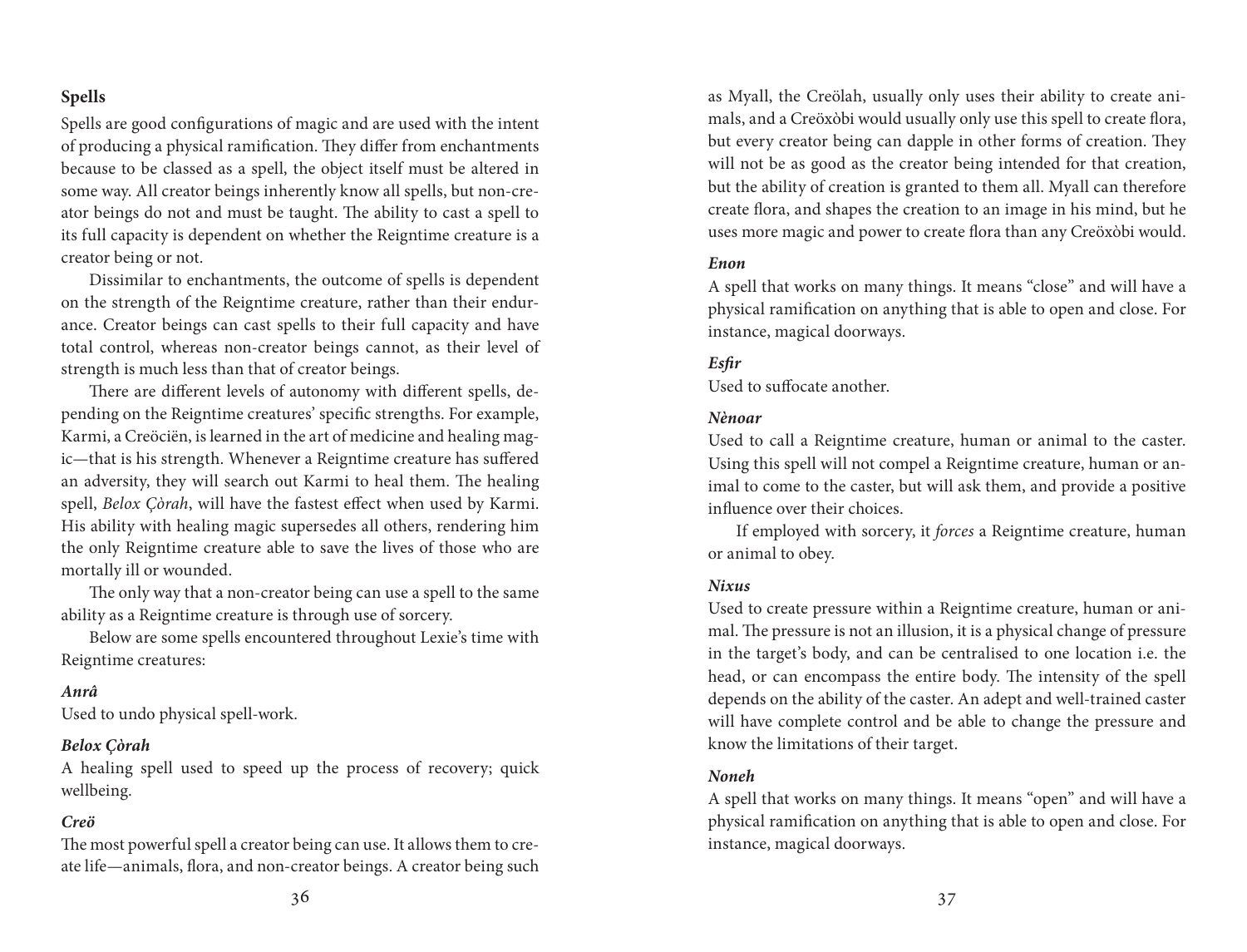### Spells

Spells are good configurations of magic and are used with the intent of producing a physical ramification. They differ from enchantments because to be classed as a spell, the object itself must be altered in some way. All creator beings inherently know all spells, but non-creator beings do not and must be taught. The ability to cast a spell to its full capacity is dependent on whether the Reigntime creature is a creator being or not.

Dissimilar to enchantments, the outcome of spells is dependent on the strength of the Reigntime creature, rather than their endurance. Creator beings can cast spells to their full capacity and have total control, whereas non-creator beings cannot, as their level of strength is much less than that of creator beings.

There are different levels of autonomy with different spells, depending on the Reigntime creatures' specific strengths. For example, Karmi, a Creöciën, is learned in the art of medicine and healing magic—that is his strength. Whenever a Reigntime creature has suffered an adversity, they will search out Karmi to heal them. The healing spell, *Belox Çòrah*, will have the fastest effect when used by Karmi. His ability with healing magic supersedes all others, rendering him the only Reigntime creature able to save the lives of those who are mortally ill or wounded.

The only way that a non-creator being can use a spell to the same ability as a Reigntime creature is through use of sorcery.

Below are some spells encountered throughout Lexie's time with Reigntime creatures:

***Anrâ***

Used to undo physical spell-work.

***Belox Çòrah***

A healing spell used to speed up the process of recovery; quick wellbeing.

***Creö***

The most powerful spell a creator being can use. It allows them to create life—animals, flora, and non-creator beings. A creator being such as Myall, the Creölah, usually only uses their ability to create animals, and a Creöxòbi would usually only use this spell to create flora, but every creator being can dapple in other forms of creation. They will not be as good as the creator being intended for that creation, but the ability of creation is granted to them all. Myall can therefore create flora, and shapes the creation to an image in his mind, but he uses more magic and power to create flora than any Creöxòbi would.

***Enon***

A spell that works on many things. It means "close" and will have a physical ramification on anything that is able to open and close. For instance, magical doorways.

***Esfir***

Used to suffocate another.

***Nènoar***

Used to call a Reigntime creature, human or animal to the caster. Using this spell will not compel a Reigntime creature, human or animal to come to the caster, but will ask them, and provide a positive influence over their choices.

If employed with sorcery, it *forces* a Reigntime creature, human or animal to obey.

***Nixus***

Used to create pressure within a Reigntime creature, human or animal. The pressure is not an illusion, it is a physical change of pressure in the target's body, and can be centralised to one location i.e. the head, or can encompass the entire body. The intensity of the spell depends on the ability of the caster. An adept and well-trained caster will have complete control and be able to change the pressure and know the limitations of their target.

***Noneh***

A spell that works on many things. It means "open" and will have a physical ramification on anything that is able to open and close. For instance, magical doorways.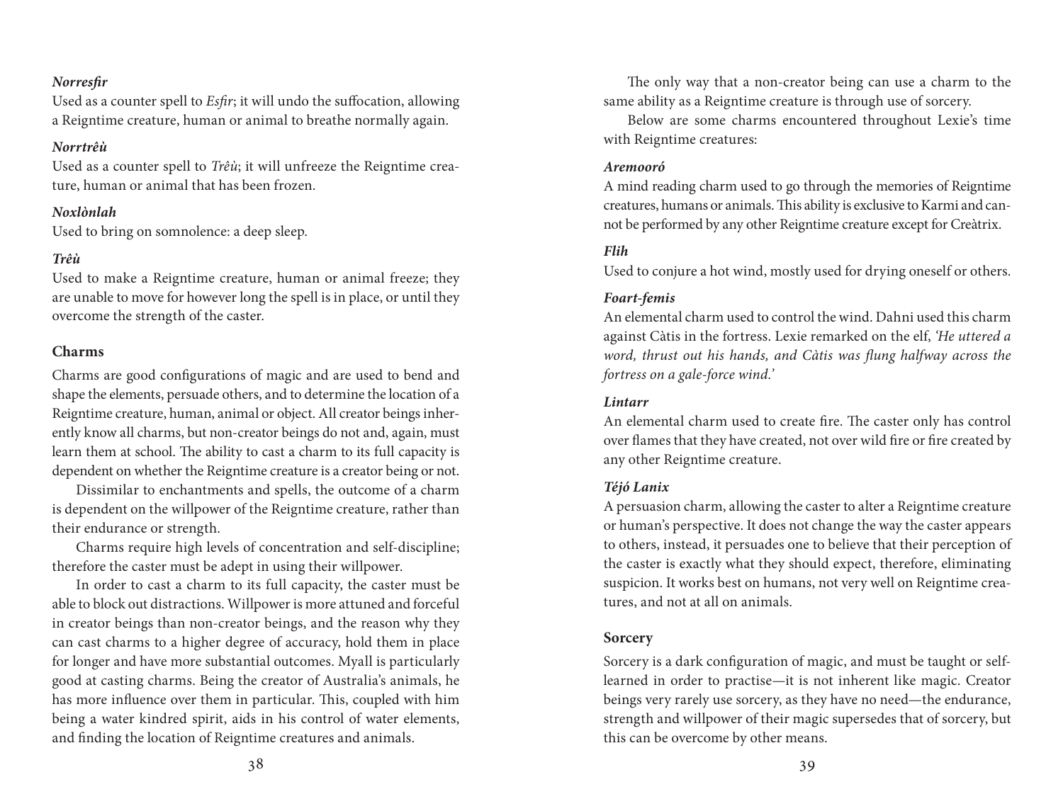***Norresfir***

Used as a counter spell to *Esfir*; it will undo the suffocation, allowing a Reigntime creature, human or animal to breathe normally again.

***Norrtrêù***

Used as a counter spell to *Trêù*; it will unfreeze the Reigntime creature, human or animal that has been frozen.

***Noxlònlah***

Used to bring on somnolence: a deep sleep.

***Trêù***

Used to make a Reigntime creature, human or animal freeze; they are unable to move for however long the spell is in place, or until they overcome the strength of the caster.

### Charms

Charms are good configurations of magic and are used to bend and shape the elements, persuade others, and to determine the location of a Reigntime creature, human, animal or object. All creator beings inherently know all charms, but non-creator beings do not and, again, must learn them at school. The ability to cast a charm to its full capacity is dependent on whether the Reigntime creature is a creator being or not.

Dissimilar to enchantments and spells, the outcome of a charm is dependent on the willpower of the Reigntime creature, rather than their endurance or strength.

Charms require high levels of concentration and self-discipline; therefore the caster must be adept in using their willpower.

In order to cast a charm to its full capacity, the caster must be able to block out distractions. Willpower is more attuned and forceful in creator beings than non-creator beings, and the reason why they can cast charms to a higher degree of accuracy, hold them in place for longer and have more substantial outcomes. Myall is particularly good at casting charms. Being the creator of Australia's animals, he has more influence over them in particular. This, coupled with him being a water kindred spirit, aids in his control of water elements, and finding the location of Reigntime creatures and animals.

The only way that a non-creator being can use a charm to the same ability as a Reigntime creature is through use of sorcery.

Below are some charms encountered throughout Lexie's time with Reigntime creatures:

***Aremooró***

A mind reading charm used to go through the memories of Reigntime creatures, humans or animals. This ability is exclusive to Karmi and cannot be performed by any other Reigntime creature except for Creàtrix.

***Flih***

Used to conjure a hot wind, mostly used for drying oneself or others.

***Foart-femis***

An elemental charm used to control the wind. Dahni used this charm against Càtis in the fortress. Lexie remarked on the elf, *'He uttered a word, thrust out his hands, and Càtis was flung halfway across the fortress on a gale-force wind.'*

***Lintarr***

An elemental charm used to create fire. The caster only has control over flames that they have created, not over wild fire or fire created by any other Reigntime creature.

***Téjó Lanix***

A persuasion charm, allowing the caster to alter a Reigntime creature or human's perspective. It does not change the way the caster appears to others, instead, it persuades one to believe that their perception of the caster is exactly what they should expect, therefore, eliminating suspicion. It works best on humans, not very well on Reigntime creatures, and not at all on animals.

### Sorcery

Sorcery is a dark configuration of magic, and must be taught or self-learned in order to practise—it is not inherent like magic. Creator beings very rarely use sorcery, as they have no need—the endurance, strength and willpower of their magic supersedes that of sorcery, but this can be overcome by other means.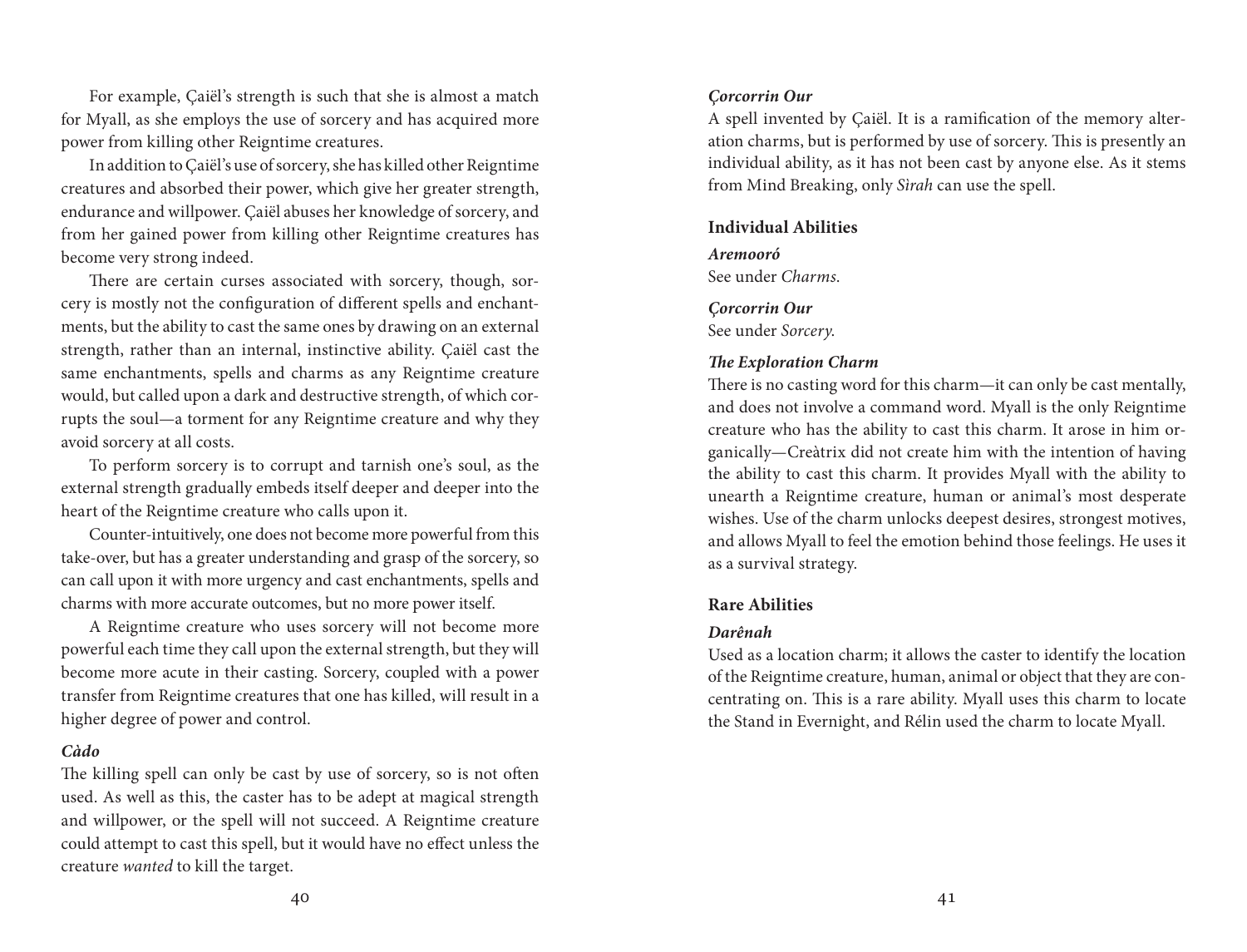For example, Çaiël's strength is such that she is almost a match for Myall, as she employs the use of sorcery and has acquired more power from killing other Reigntime creatures.

In addition to Çaiël's use of sorcery, she has killed other Reigntime creatures and absorbed their power, which give her greater strength, endurance and willpower. Çaiël abuses her knowledge of sorcery, and from her gained power from killing other Reigntime creatures has become very strong indeed.

There are certain curses associated with sorcery, though, sorcery is mostly not the configuration of different spells and enchantments, but the ability to cast the same ones by drawing on an external strength, rather than an internal, instinctive ability. Çaiël cast the same enchantments, spells and charms as any Reigntime creature would, but called upon a dark and destructive strength, of which corrupts the soul—a torment for any Reigntime creature and why they avoid sorcery at all costs.

To perform sorcery is to corrupt and tarnish one's soul, as the external strength gradually embeds itself deeper and deeper into the heart of the Reigntime creature who calls upon it.

Counter-intuitively, one does not become more powerful from this take-over, but has a greater understanding and grasp of the sorcery, so can call upon it with more urgency and cast enchantments, spells and charms with more accurate outcomes, but no more power itself.

A Reigntime creature who uses sorcery will not become more powerful each time they call upon the external strength, but they will become more acute in their casting. Sorcery, coupled with a power transfer from Reigntime creatures that one has killed, will result in a higher degree of power and control.

***Càdo***

The killing spell can only be cast by use of sorcery, so is not often used. As well as this, the caster has to be adept at magical strength and willpower, or the spell will not succeed. A Reigntime creature could attempt to cast this spell, but it would have no effect unless the creature *wanted* to kill the target.

***Çorcorrin Our***

A spell invented by Çaiël. It is a ramification of the memory alteration charms, but is performed by use of sorcery. This is presently an individual ability, as it has not been cast by anyone else. As it stems from Mind Breaking, only *Sirah* can use the spell.

### Individual Abilities

***Aremooró***

See under *Charms*.

***Çorcorrin Our***

See under *Sorcery*.

***The Exploration Charm***

There is no casting word for this charm—it can only be cast mentally, and does not involve a command word. Myall is the only Reigntime creature who has the ability to cast this charm. It arose in him organically—Creàtrix did not create him with the intention of having the ability to cast this charm. It provides Myall with the ability to unearth a Reigntime creature, human or animal's most desperate wishes. Use of the charm unlocks deepest desires, strongest motives, and allows Myall to feel the emotion behind those feelings. He uses it as a survival strategy.

### Rare Abilities

***Darênah***

Used as a location charm; it allows the caster to identify the location of the Reigntime creature, human, animal or object that they are concentrating on. This is a rare ability. Myall uses this charm to locate the Stand in Evernight, and Rélin used the charm to locate Myall.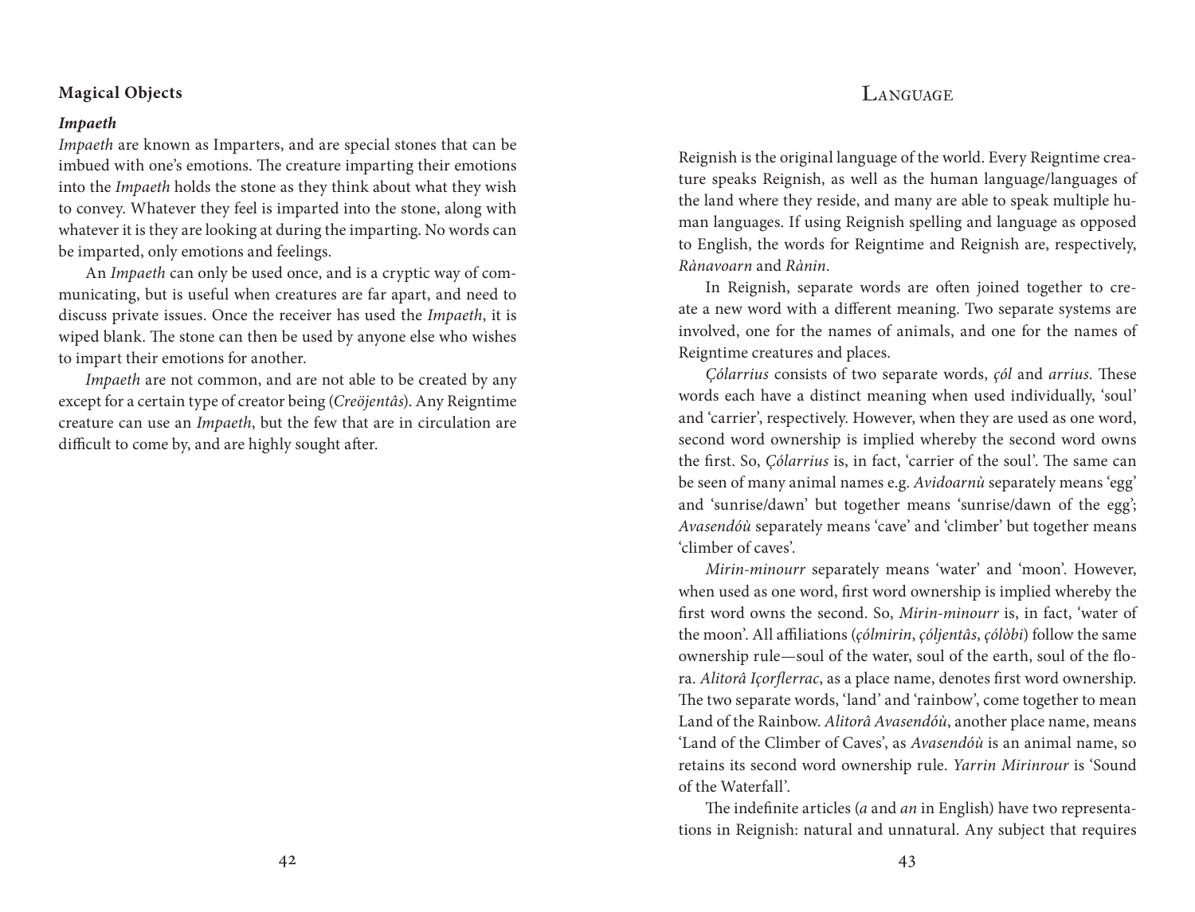### Magical Objects

#### *Impaeth*

*Impaeth* are known as Imparters, and are special stones that can be imbued with one's emotions. The creature imparting their emotions into the *Impaeth* holds the stone as they think about what they wish to convey. Whatever they feel is imparted into the stone, along with whatever it is they are looking at during the imparting. No words can be imparted, only emotions and feelings.

An *Impaeth* can only be used once, and is a cryptic way of communicating, but is useful when creatures are far apart, and need to discuss private issues. Once the receiver has used the *Impaeth*, it is wiped blank. The stone can then be used by anyone else who wishes to impart their emotions for another.

*Impaeth* are not common, and are not able to be created by any except for a certain type of creator being (*Creöjentâs*). Any Reigntime creature can use an *Impaeth*, but the few that are in circulation are difficult to come by, and are highly sought after.

## Language

Reignish is the original language of the world. Every Reigntime creature speaks Reignish, as well as the human language/languages of the land where they reside, and many are able to speak multiple human languages. If using Reignish spelling and language as opposed to English, the words for Reigntime and Reignish are, respectively, *Rànavoarn* and *Rànin*.

In Reignish, separate words are often joined together to create a new word with a different meaning. Two separate systems are involved, one for the names of animals, and one for the names of Reigntime creatures and places.

*Çólarrius* consists of two separate words, *çól* and *arrius*. These words each have a distinct meaning when used individually, 'soul' and 'carrier', respectively. However, when they are used as one word, second word ownership is implied whereby the second word owns the first. So, *Çólarrius* is, in fact, 'carrier of the soul'. The same can be seen of many animal names e.g. *Avidoarnù* separately means 'egg' and 'sunrise/dawn' but together means 'sunrise/dawn of the egg'; *Avasendóù* separately means 'cave' and 'climber' but together means 'climber of caves'.

*Mirin-minourr* separately means 'water' and 'moon'. However, when used as one word, first word ownership is implied whereby the first word owns the second. So, *Mirin-minourr* is, in fact, 'water of the moon'. All affiliations (*çólmirin*, *çóljentâs*, *çólòbi*) follow the same ownership rule—soul of the water, soul of the earth, soul of the flora. *Alitorâ Içorflerrac*, as a place name, denotes first word ownership. The two separate words, 'land' and 'rainbow', come together to mean Land of the Rainbow. *Alitorâ Avasendóù*, another place name, means 'Land of the Climber of Caves', as *Avasendóù* is an animal name, so retains its second word ownership rule. *Yarrin Mirinrour* is 'Sound of the Waterfall'.

The indefinite articles (*a* and *an* in English) have two representations in Reignish: natural and unnatural. Any subject that requires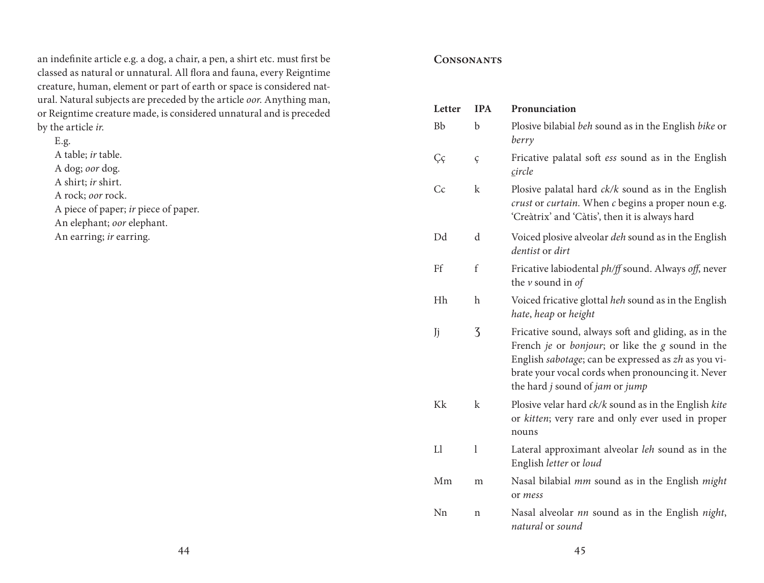an indefinite article e.g. a dog, a chair, a pen, a shirt etc. must first be classed as natural or unnatural. All flora and fauna, every Reigntime creature, human, element or part of earth or space is considered natural. Natural subjects are preceded by the article *oor*. Anything man, or Reigntime creature made, is considered unnatural and is preceded by the article *ir*.

E.g.

A table; *ir* table.
A dog; *oor* dog.
A shirt; *ir* shirt.
A rock; *oor* rock.
A piece of paper; *ir* piece of paper.
An elephant; *oor* elephant.
An earring; *ir* earring.

## Consonants

| Letter | IPA | Pronunciation |
|---|---|---|
| Bb | b | Plosive bilabial *beh* sound as in the English *bike* or *berry* |
| Çç | ç | Fricative palatal soft *ess* sound as in the English *circle* |
| Cc | k | Plosive palatal hard *ck/k* sound as in the English *crust* or *curtain*. When *c* begins a proper noun e.g. 'Creàtrix' and 'Càtis', then it is always hard |
| Dd | d | Voiced plosive alveolar *deh* sound as in the English *dentist* or *dirt* |
| Ff | f | Fricative labiodental *ph/ff* sound. Always *off*, never the *v* sound in *of* |
| Hh | h | Voiced fricative glottal *heh* sound as in the English *hate*, *heap* or *height* |
| Jj | ʒ | Fricative sound, always soft and gliding, as in the French *je* or *bonjour*; or like the *g* sound in the English *sabotage*; can be expressed as *zh* as you vibrate your vocal cords when pronouncing it. Never the hard *j* sound of *jam* or *jump* |
| Kk | k | Plosive velar hard *ck/k* sound as in the English *kite* or *kitten*; very rare and only ever used in proper nouns |
| Ll | l | Lateral approximant alveolar *leh* sound as in the English *letter* or *loud* |
| Mm | m | Nasal bilabial *mm* sound as in the English *might* or *mess* |
| Nn | n | Nasal alveolar *nn* sound as in the English *night*, *natural* or *sound* |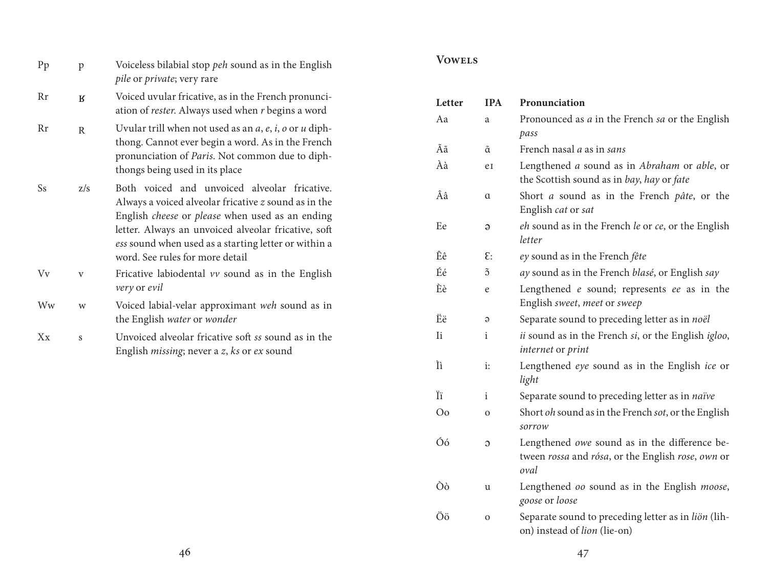| | | |
|---|---|---|
| Pp | p | Voiceless bilabial stop *peh* sound as in the English *pile* or *private*; very rare |
| Rr | ʁ | Voiced uvular fricative, as in the French pronunciation of *rester*. Always used when *r* begins a word |
| Rr | R | Uvular trill when not used as an *a*, *e*, *i*, *o* or *u* diphthong. Cannot ever begin a word. As in the French pronunciation of *Paris*. Not common due to diphthongs being used in its place |
| Ss | z/s | Both voiced and unvoiced alveolar fricative. Always a voiced alveolar fricative *z* sound as in the English *cheese* or *please* when used as an ending letter. Always an unvoiced alveolar fricative, soft *ess* sound when used as a starting letter or within a word. See rules for more detail |
| Vv | v | Fricative labiodental *vv* sound as in the English *very* or *evil* |
| Ww | w | Voiced labial-velar approximant *weh* sound as in the English *water* or *wonder* |
| Xx | s | Unvoiced alveolar fricative soft *ss* sound as in the English *missing*; never a *z*, *ks* or *ex* sound |

## Vowels

| Letter | IPA | Pronunciation |
|---|---|---|
| Aa | a | Pronounced as *a* in the French *sa* or the English *pass* |
| Ãã | ɑ̃ | French nasal *a* as in *sans* |
| Àà | eɪ | Lengthened *a* sound as in *Abraham* or *able*, or the Scottish sound as in *bay*, *hay* or *fate* |
| Ââ | ɑ | Short *a* sound as in the French *pâte*, or the English *cat* or *sat* |
| Ee | ə | *eh* sound as in the French *le* or *ce*, or the English *letter* |
| Êê | ɛ: | *ey* sound as in the French *fête* |
| Éé | ɔ̃ | *ay* sound as in the French *blasé*, or English *say* |
| Èè | e | Lengthened *e* sound; represents *ee* as in the English *sweet*, *meet* or *sweep* |
| Ëë | ə | Separate sound to preceding letter as in *noël* |
| Ii | i | *ii* sound as in the French *si*, or the English *igloo*, *internet* or *print* |
| Ìì | i: | Lengthened *eye* sound as in the English *ice* or *light* |
| Ïï | i | Separate sound to preceding letter as in *naïve* |
| Oo | o | Short *oh* sound as in the French *sot*, or the English *sorrow* |
| Óó | ɔ | Lengthened *owe* sound as in the difference between *rossa* and *rósa*, or the English *rose*, *own* or *oval* |
| Òò | u | Lengthened *oo* sound as in the English *moose*, *goose* or *loose* |
| Öö | o | Separate sound to preceding letter as in *liön* (lih-on) instead of *lion* (lie-on) |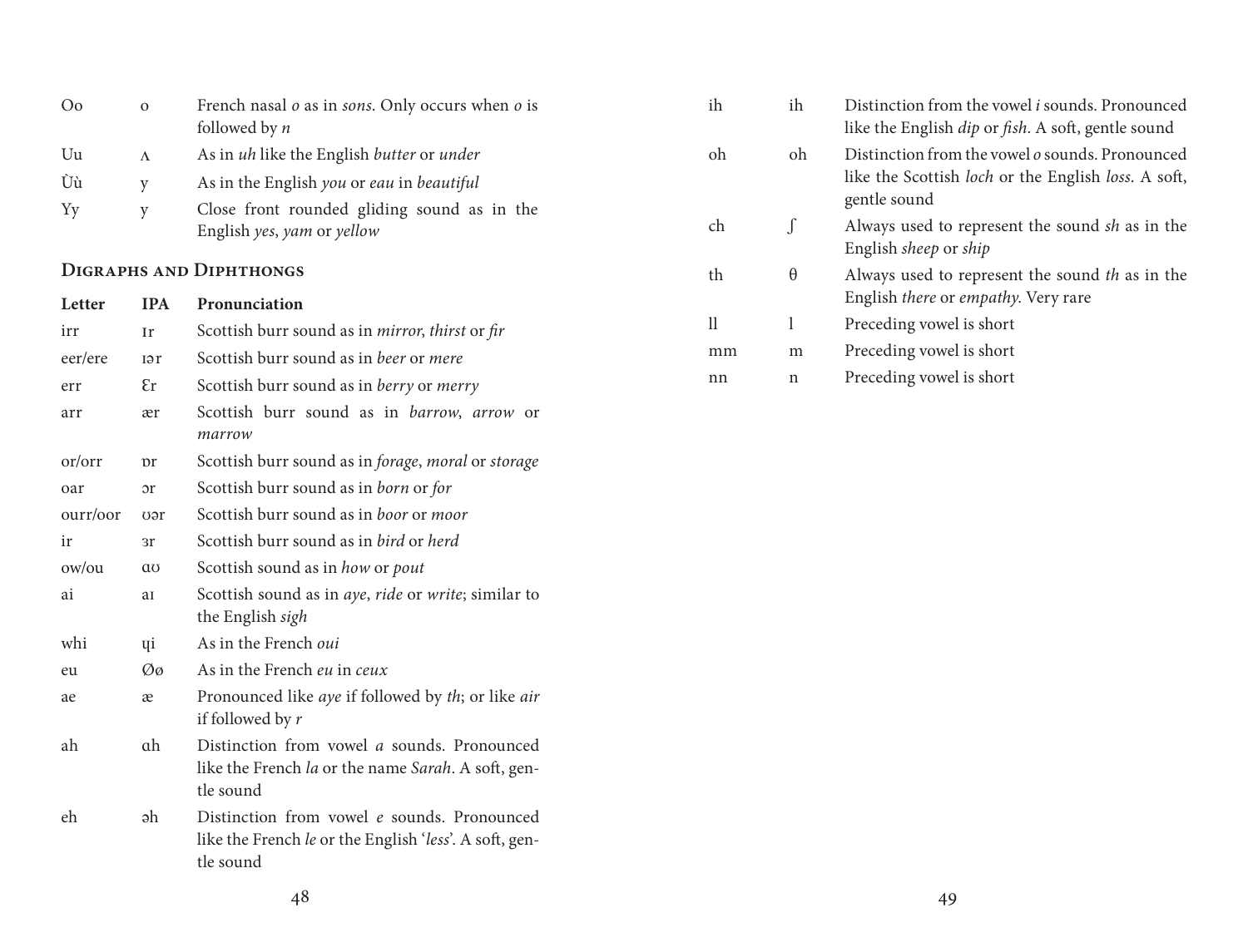| | | |
|---|---|---|
| Oo | o | French nasal *o* as in *sons*. Only occurs when *o* is followed by *n* |
| Uu | ʌ | As in *uh* like the English *butter* or *under* |
| Ùù | y | As in the English *you* or *eau* in *beautiful* |
| Yy | y | Close front rounded gliding sound as in the English *yes*, *yam* or *yellow* |

## Digraphs and Diphthongs

| Letter | IPA | Pronunciation |
|---|---|---|
| irr | ɪr | Scottish burr sound as in *mirror*, *thirst* or *fir* |
| eer/ere | ɪər | Scottish burr sound as in *beer* or *mere* |
| err | Ɛr | Scottish burr sound as in *berry* or *merry* |
| arr | ær | Scottish burr sound as in *barrow*, *arrow* or *marrow* |
| or/orr | ɒr | Scottish burr sound as in *forage*, *moral* or *storage* |
| oar | ɔr | Scottish burr sound as in *born* or *for* |
| ourr/oor | ʊər | Scottish burr sound as in *boor* or *moor* |
| ir | ɜr | Scottish burr sound as in *bird* or *herd* |
| ow/ou | ɑʊ | Scottish sound as in *how* or *pout* |
| ai | aɪ | Scottish sound as in *aye*, *ride* or *write*; similar to the English *sigh* |
| whi | ɥi | As in the French *oui* |
| eu | Øø | As in the French *eu* in *ceux* |
| ae | æ | Pronounced like *aye* if followed by *th*; or like *air* if followed by *r* |
| ah | ɑh | Distinction from vowel *a* sounds. Pronounced like the French *la* or the name *Sarah*. A soft, gentle sound |
| eh | əh | Distinction from vowel *e* sounds. Pronounced like the French *le* or the English '*less*'. A soft, gentle sound |
| ih | ih | Distinction from the vowel *i* sounds. Pronounced like the English *dip* or *fish*. A soft, gentle sound |
| oh | oh | Distinction from the vowel *o* sounds. Pronounced like the Scottish *loch* or the English *loss*. A soft, gentle sound |
| ch | ʃ | Always used to represent the sound *sh* as in the English *sheep* or *ship* |
| th | θ | Always used to represent the sound *th* as in the English *there* or *empathy*. Very rare |
| ll | l | Preceding vowel is short |
| mm | m | Preceding vowel is short |
| nn | n | Preceding vowel is short |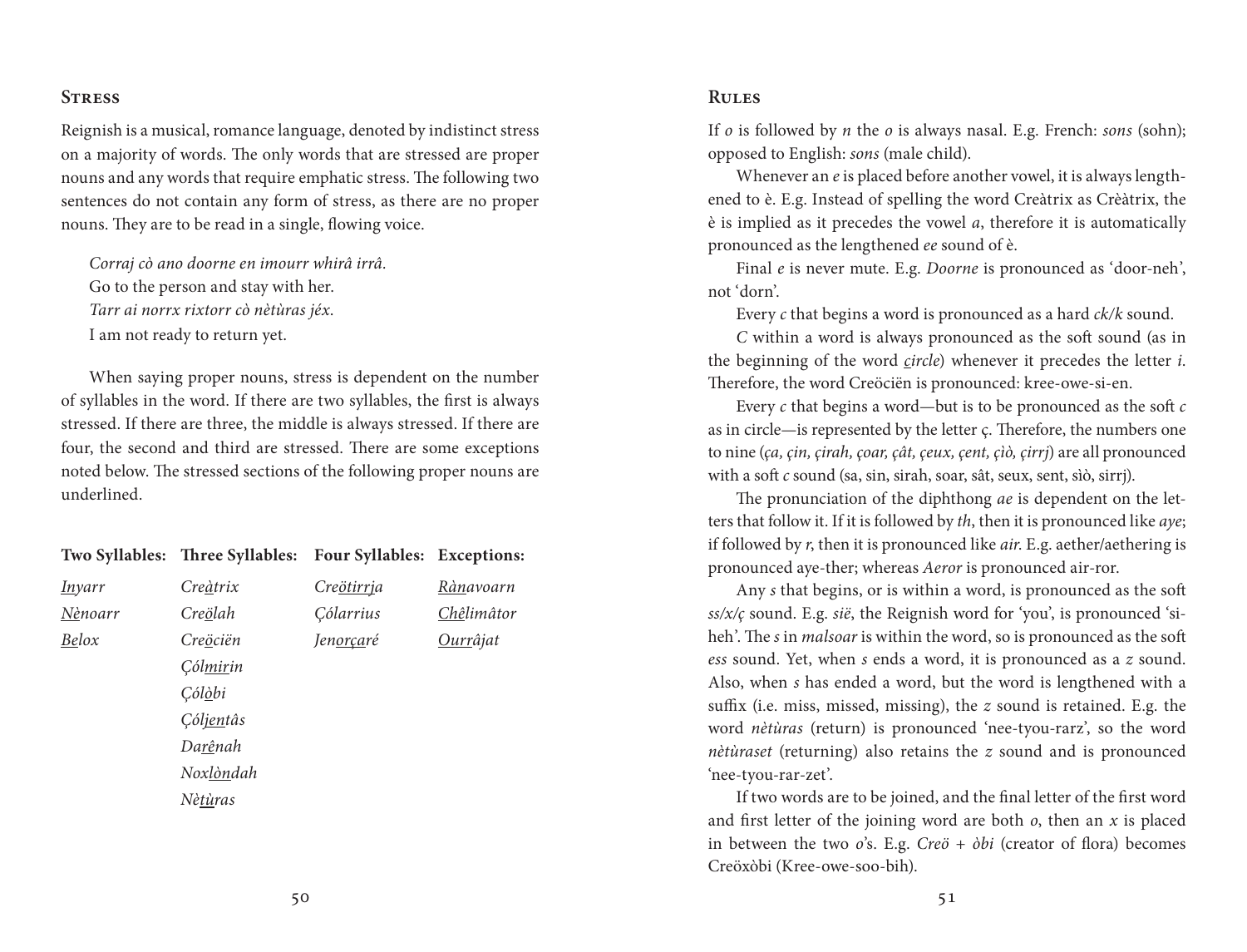## Stress

Reignish is a musical, romance language, denoted by indistinct stress on a majority of words. The only words that are stressed are proper nouns and any words that require emphatic stress. The following two sentences do not contain any form of stress, as there are no proper nouns. They are to be read in a single, flowing voice.

> *Corraj cò ano doorne en imourr whirâ irrâ.*
> Go to the person and stay with her.
> *Tarr ai norrx rixtorr cò nètùras jéx.*
> I am not ready to return yet.

When saying proper nouns, stress is dependent on the number of syllables in the word. If there are two syllables, the first is always stressed. If there are three, the middle is always stressed. If there are four, the second and third are stressed. There are some exceptions noted below. The stressed sections of the following proper nouns are underlined.

| Two Syllables: | Three Syllables: | Four Syllables: | Exceptions: |
|---|---|---|---|
| *<u>In</u>yarr* | *Cre<u>à</u>trix* | *Cre<u>ötirrj</u>a* | *<u>Ràn</u>avoarn* |
| *<u>Nè</u>noarr* | *Cre<u>ö</u>lah* | *Çólarrius* | *<u>Chê</u>limâtor* |
| *<u>Be</u>lox* | *Cre<u>ö</u>ciën* | *Jen<u>orça</u>ré* | *<u>Ourr</u>âjat* |
| | *Çól<u>mir</u>in* | | |
| | *Çól<u>ò</u>bi* | | |
| | *Çól<u>jen</u>tâs* | | |
| | *Da<u>rê</u>nah* | | |
| | *Nox<u>lòn</u>dah* | | |
| | *Nè<u>tù</u>ras* | | |

## Rules

If *o* is followed by *n* the *o* is always nasal. E.g. French: *sons* (sohn); opposed to English: *sons* (male child).

Whenever an *e* is placed before another vowel, it is always lengthened to è. E.g. Instead of spelling the word Creàtrix as Crèàtrix, the è is implied as it precedes the vowel *a*, therefore it is automatically pronounced as the lengthened *ee* sound of è.

Final *e* is never mute. E.g. *Doorne* is pronounced as 'door-neh', not 'dorn'.

Every *c* that begins a word is pronounced as a hard *ck/k* sound.

*C* within a word is always pronounced as the soft sound (as in the beginning of the word *<u>c</u>ircle*) whenever it precedes the letter *i*. Therefore, the word Creöciën is pronounced: kree-owe-si-en.

Every *c* that begins a word—but is to be pronounced as the soft *c* as in circle—is represented by the letter ç. Therefore, the numbers one to nine (*ça, çin, çirah, çoar, çât, çeux, çent, çiò, çirrj*) are all pronounced with a soft *c* sound (sa, sin, sirah, soar, sât, seux, sent, siò, sirrj).

The pronunciation of the diphthong *ae* is dependent on the letters that follow it. If it is followed by *th*, then it is pronounced like *aye*; if followed by *r*, then it is pronounced like *air*. E.g. aether/aethering is pronounced aye-ther; whereas *Aeror* is pronounced air-ror.

Any *s* that begins, or is within a word, is pronounced as the soft *ss/x/ç* sound. E.g. *sië*, the Reignish word for 'you', is pronounced 'si-heh'. The *s* in *malsoar* is within the word, so is pronounced as the soft *ess* sound. Yet, when *s* ends a word, it is pronounced as a *z* sound. Also, when *s* has ended a word, but the word is lengthened with a suffix (i.e. miss, missed, missing), the *z* sound is retained. E.g. the word *nètùras* (return) is pronounced 'nee-tyou-rarz', so the word *nètùraset* (returning) also retains the *z* sound and is pronounced 'nee-tyou-rar-zet'.

If two words are to be joined, and the final letter of the first word and first letter of the joining word are both *o*, then an *x* is placed in between the two *o*'s. E.g. *Creö + òbi* (creator of flora) becomes Creöxòbi (Kree-owe-soo-bih).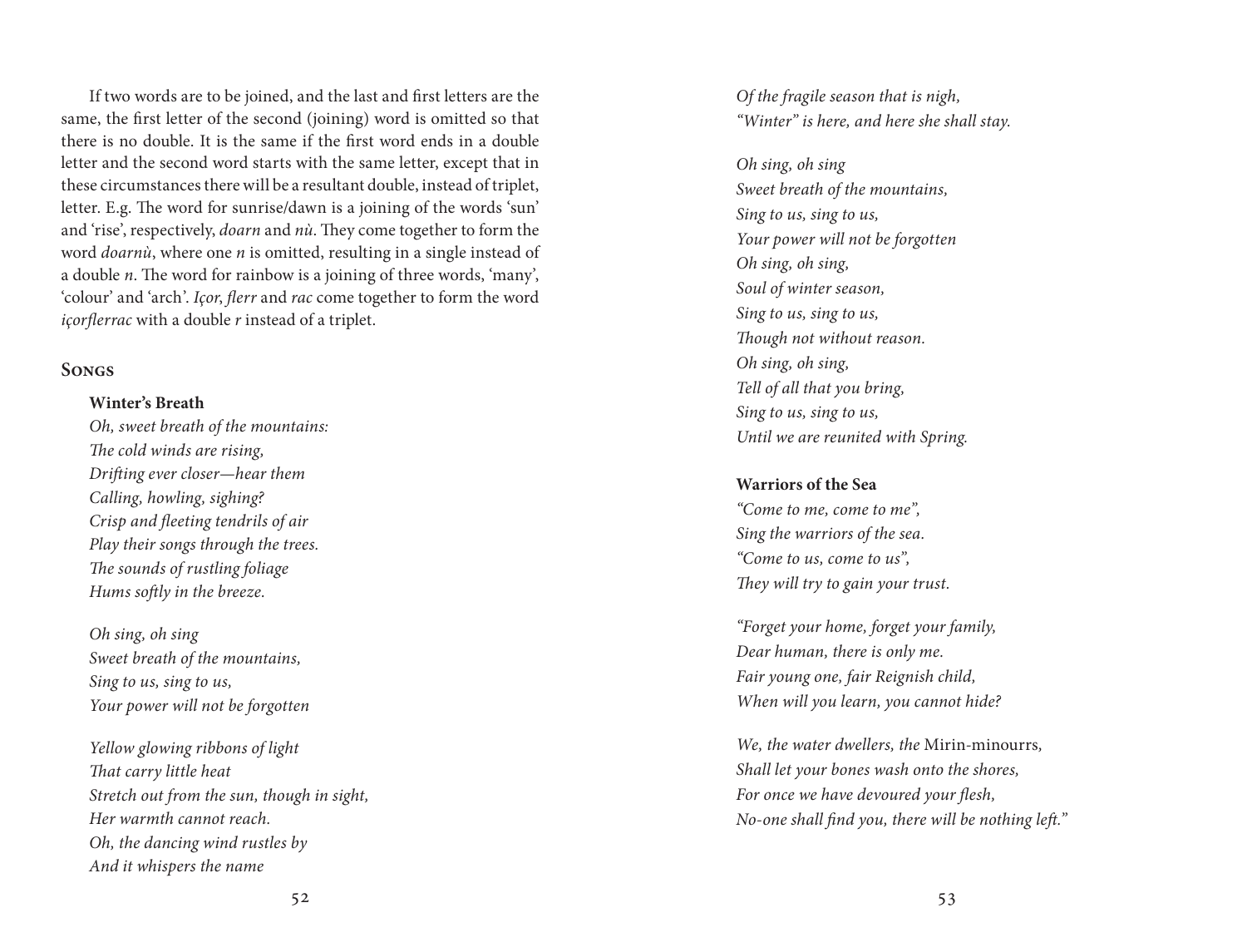If two words are to be joined, and the last and first letters are the same, the first letter of the second (joining) word is omitted so that there is no double. It is the same if the first word ends in a double letter and the second word starts with the same letter, except that in these circumstances there will be a resultant double, instead of triplet, letter. E.g. The word for sunrise/dawn is a joining of the words 'sun' and 'rise', respectively, *doarn* and *nù*. They come together to form the word *doarnù*, where one *n* is omitted, resulting in a single instead of a double *n*. The word for rainbow is a joining of three words, 'many', 'colour' and 'arch'. *Içor*, *flerr* and *rac* come together to form the word *içorflerrac* with a double *r* instead of a triplet.

## Songs

**Winter's Breath**

*Oh, sweet breath of the mountains:*
*The cold winds are rising,*
*Drifting ever closer—hear them*
*Calling, howling, sighing?*
*Crisp and fleeting tendrils of air*
*Play their songs through the trees.*
*The sounds of rustling foliage*
*Hums softly in the breeze.*

*Oh sing, oh sing*
*Sweet breath of the mountains,*
*Sing to us, sing to us,*
*Your power will not be forgotten*

*Yellow glowing ribbons of light*
*That carry little heat*
*Stretch out from the sun, though in sight,*
*Her warmth cannot reach.*
*Oh, the dancing wind rustles by*
*And it whispers the name*
*Of the fragile season that is nigh,*
*"Winter" is here, and here she shall stay.*

*Oh sing, oh sing*
*Sweet breath of the mountains,*
*Sing to us, sing to us,*
*Your power will not be forgotten*
*Oh sing, oh sing,*
*Soul of winter season,*
*Sing to us, sing to us,*
*Though not without reason.*
*Oh sing, oh sing,*
*Tell of all that you bring,*
*Sing to us, sing to us,*
*Until we are reunited with Spring.*

**Warriors of the Sea**

*"Come to me, come to me",*
*Sing the warriors of the sea.*
*"Come to us, come to us",*
*They will try to gain your trust.*

*"Forget your home, forget your family,*
*Dear human, there is only me.*
*Fair young one, fair Reignish child,*
*When will you learn, you cannot hide?*

*We, the water dwellers, the* Mirin-minourrs,
*Shall let your bones wash onto the shores,*
*For once we have devoured your flesh,*
*No-one shall find you, there will be nothing left."*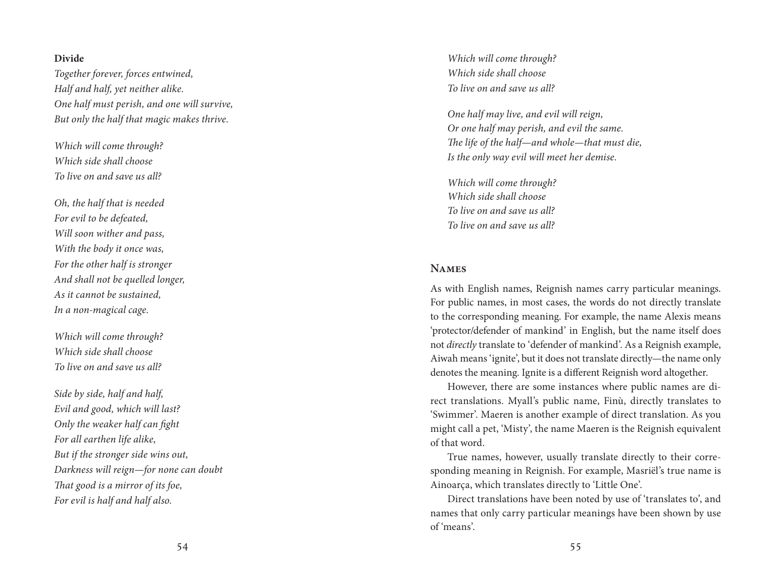**Divide**

*Together forever, forces entwined,*
*Half and half, yet neither alike.*
*One half must perish, and one will survive,*
*But only the half that magic makes thrive.*

*Which will come through?*
*Which side shall choose*
*To live on and save us all?*

*Oh, the half that is needed*
*For evil to be defeated,*
*Will soon wither and pass,*
*With the body it once was,*
*For the other half is stronger*
*And shall not be quelled longer,*
*As it cannot be sustained,*
*In a non-magical cage.*

*Which will come through?*
*Which side shall choose*
*To live on and save us all?*

*Side by side, half and half,*
*Evil and good, which will last?*
*Only the weaker half can fight*
*For all earthen life alike,*
*But if the stronger side wins out,*
*Darkness will reign—for none can doubt*
*That good is a mirror of its foe,*
*For evil is half and half also.*

*Which will come through?*
*Which side shall choose*
*To live on and save us all?*

*One half may live, and evil will reign,*
*Or one half may perish, and evil the same.*
*The life of the half—and whole—that must die,*
*Is the only way evil will meet her demise.*

*Which will come through?*
*Which side shall choose*
*To live on and save us all?*
*To live on and save us all?*

## Names

As with English names, Reignish names carry particular meanings. For public names, in most cases, the words do not directly translate to the corresponding meaning. For example, the name Alexis means 'protector/defender of mankind' in English, but the name itself does not *directly* translate to 'defender of mankind'. As a Reignish example, Aiwah means 'ignite', but it does not translate directly—the name only denotes the meaning. Ignite is a different Reignish word altogether.

However, there are some instances where public names are direct translations. Myall's public name, Finù, directly translates to 'Swimmer'. Maeren is another example of direct translation. As you might call a pet, 'Misty', the name Maeren is the Reignish equivalent of that word.

True names, however, usually translate directly to their corresponding meaning in Reignish. For example, Masriël's true name is Ainoarça, which translates directly to 'Little One'.

Direct translations have been noted by use of 'translates to', and names that only carry particular meanings have been shown by use of 'means'.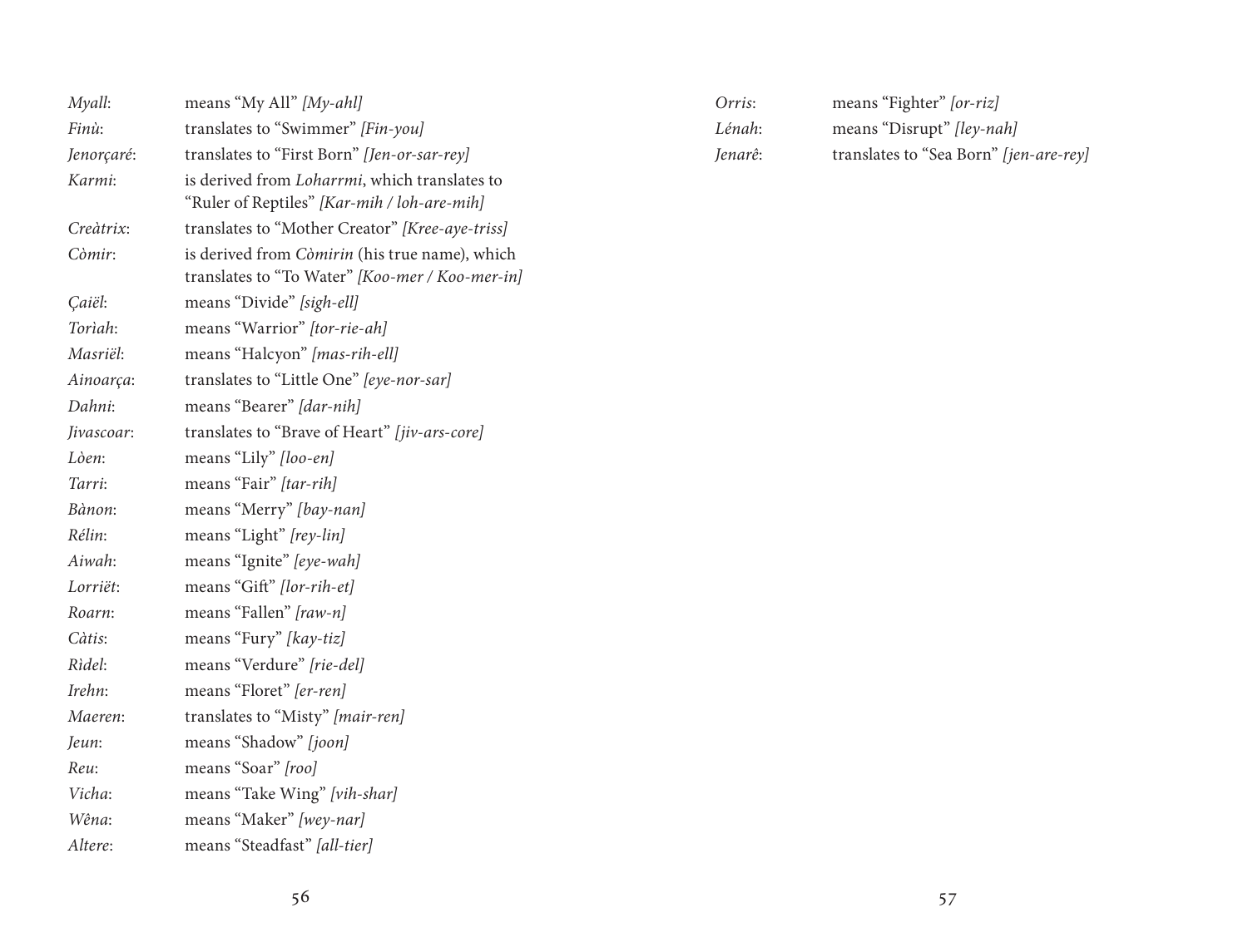*Myall*: means "My All" *[My-ahl]*

*Finù*: translates to "Swimmer" *[Fin-you]*

*Jenorçaré*: translates to "First Born" *[Jen-or-sar-rey]*

*Karmi*: is derived from *Loharrmi*, which translates to "Ruler of Reptiles" *[Kar-mih / loh-are-mih]*

*Creàtrix*: translates to "Mother Creator" *[Kree-aye-triss]*

*Còmir*: is derived from *Còmirin* (his true name), which translates to "To Water" *[Koo-mer / Koo-mer-in]*

*Çaiël*: means "Divide" *[sigh-ell]*

*Torìah*: means "Warrior" *[tor-rie-ah]*

*Masriël*: means "Halcyon" *[mas-rih-ell]*

*Ainoarça*: translates to "Little One" *[eye-nor-sar]*

*Dahni*: means "Bearer" *[dar-nih]*

*Jivascoar*: translates to "Brave of Heart" *[jiv-ars-core]*

*Lòen*: means "Lily" *[loo-en]*

*Tarri*: means "Fair" *[tar-rih]*

*Bànon*: means "Merry" *[bay-nan]*

*Rélin*: means "Light" *[rey-lin]*

*Aiwah*: means "Ignite" *[eye-wah]*

*Lorriët*: means "Gift" *[lor-rih-et]*

*Roarn*: means "Fallen" *[raw-n]*

*Càtis*: means "Fury" *[kay-tiz]*

*Rìdel*: means "Verdure" *[rie-del]*

*Irehn*: means "Floret" *[er-ren]*

*Maeren*: translates to "Misty" *[mair-ren]*

*Jeun*: means "Shadow" *[joon]*

*Reu*: means "Soar" *[roo]*

*Vicha*: means "Take Wing" *[vih-shar]*

*Wêna*: means "Maker" *[wey-nar]*

*Altere*: means "Steadfast" *[all-tier]*

*Orris*: means "Fighter" *[or-riz]*

*Lénah*: means "Disrupt" *[ley-nah]*

*Jenarê*: translates to "Sea Born" *[jen-are-rey]*